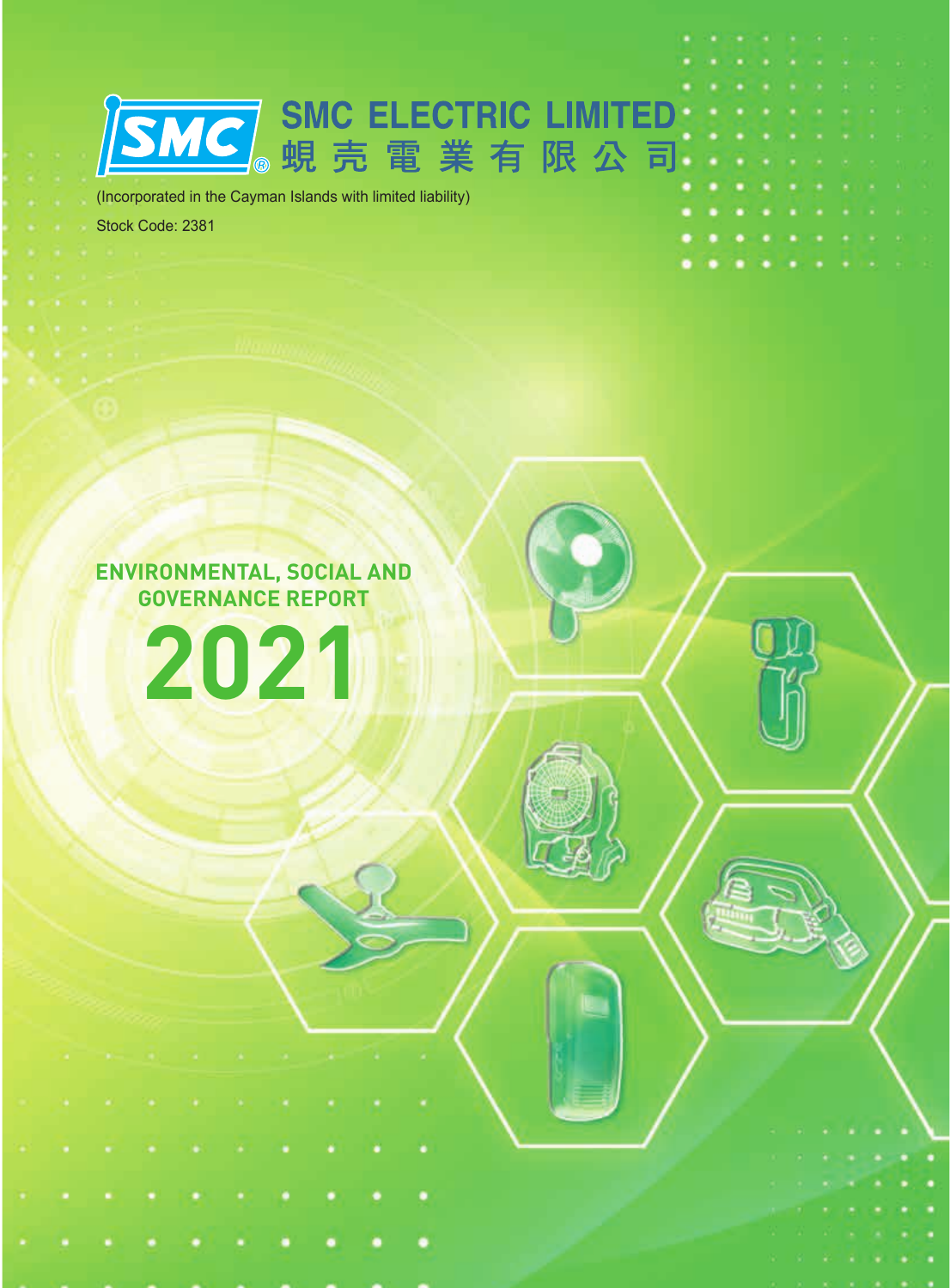SMC ELECTRIC LIMITED

蜆壳電業有限公司

(Incorporated in the Cayman Islands with limited liability)

Stock Code: 2381

# ENVIRONMENTAL, SOCIAL AND GOVERNANCE REPORT

# 2021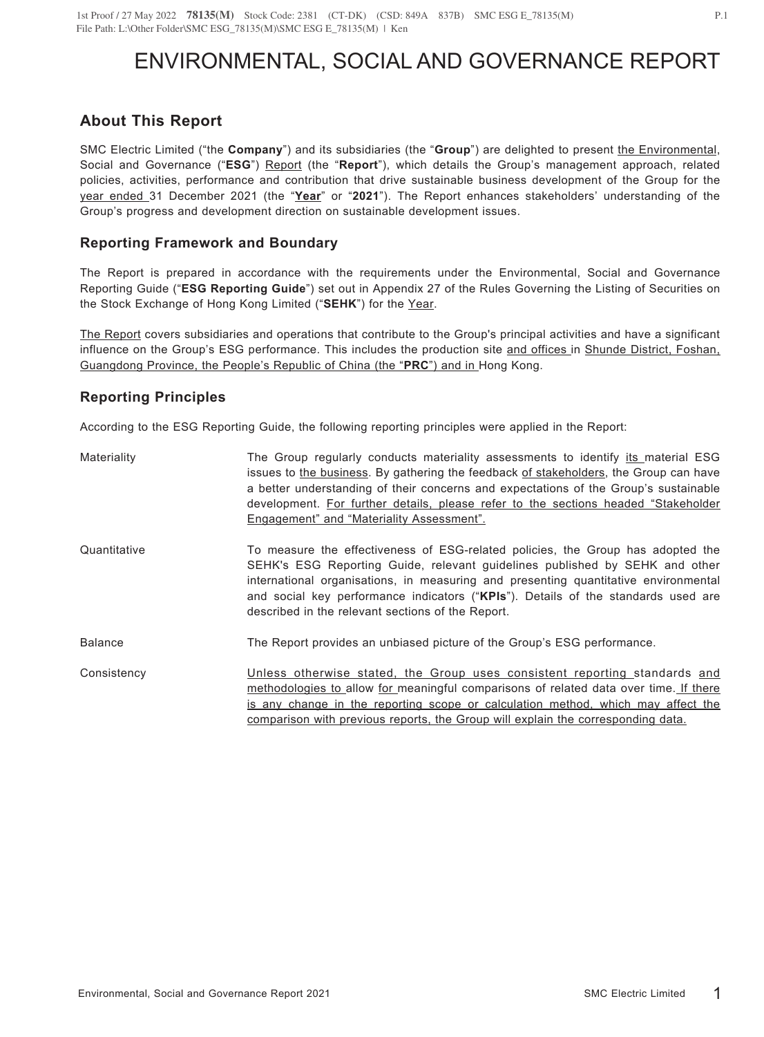# ENVIRONMENTAL, SOCIAL AND GOVERNANCE REPORT

## About This Report

SMC Electric Limited ("the **Company**") and its subsidiaries (the "**Group**") are delighted to present the Environmental, Social and Governance ("**ESG**") Report (the "**Report**"), which details the Group's management approach, related policies, activities, performance and contribution that drive sustainable business development of the Group for the year ended 31 December 2021 (the "**Year**" or "**2021**"). The Report enhances stakeholders' understanding of the Group's progress and development direction on sustainable development issues.

### Reporting Framework and Boundary

The Report is prepared in accordance with the requirements under the Environmental, Social and Governance Reporting Guide ("**ESG Reporting Guide**") set out in Appendix 27 of the Rules Governing the Listing of Securities on the Stock Exchange of Hong Kong Limited ("**SEHK**") for the Year.

The Report covers subsidiaries and operations that contribute to the Group's principal activities and have a significant influence on the Group's ESG performance. This includes the production site and offices in Shunde District, Foshan, Guangdong Province, the People's Republic of China (the "**PRC**") and in Hong Kong.

### Reporting Principles

According to the ESG Reporting Guide, the following reporting principles were applied in the Report:

| | |
|---|---|
| Materiality | The Group regularly conducts materiality assessments to identify its material ESG issues to the business. By gathering the feedback of stakeholders, the Group can have a better understanding of their concerns and expectations of the Group's sustainable development. For further details, please refer to the sections headed "Stakeholder Engagement" and "Materiality Assessment". |
| Quantitative | To measure the effectiveness of ESG-related policies, the Group has adopted the SEHK's ESG Reporting Guide, relevant guidelines published by SEHK and other international organisations, in measuring and presenting quantitative environmental and social key performance indicators ("**KPIs**"). Details of the standards used are described in the relevant sections of the Report. |
| Balance | The Report provides an unbiased picture of the Group's ESG performance. |
| Consistency | Unless otherwise stated, the Group uses consistent reporting standards and methodologies to allow for meaningful comparisons of related data over time. If there is any change in the reporting scope or calculation method, which may affect the comparison with previous reports, the Group will explain the corresponding data. |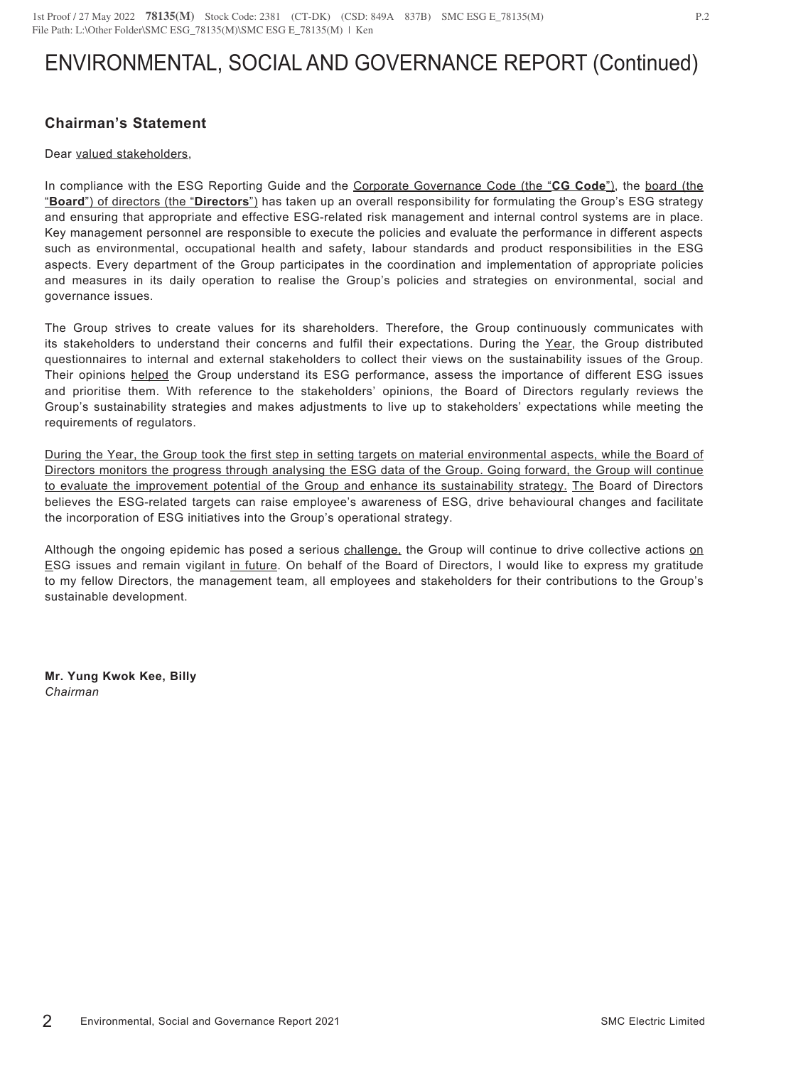# ENVIRONMENTAL, SOCIAL AND GOVERNANCE REPORT (Continued)

## Chairman's Statement

Dear valued stakeholders,

In compliance with the ESG Reporting Guide and the Corporate Governance Code (the "**CG Code**"), the board (the "**Board**") of directors (the "**Directors**") has taken up an overall responsibility for formulating the Group's ESG strategy and ensuring that appropriate and effective ESG-related risk management and internal control systems are in place. Key management personnel are responsible to execute the policies and evaluate the performance in different aspects such as environmental, occupational health and safety, labour standards and product responsibilities in the ESG aspects. Every department of the Group participates in the coordination and implementation of appropriate policies and measures in its daily operation to realise the Group's policies and strategies on environmental, social and governance issues.

The Group strives to create values for its shareholders. Therefore, the Group continuously communicates with its stakeholders to understand their concerns and fulfil their expectations. During the Year, the Group distributed questionnaires to internal and external stakeholders to collect their views on the sustainability issues of the Group. Their opinions helped the Group understand its ESG performance, assess the importance of different ESG issues and prioritise them. With reference to the stakeholders' opinions, the Board of Directors regularly reviews the Group's sustainability strategies and makes adjustments to live up to stakeholders' expectations while meeting the requirements of regulators.

During the Year, the Group took the first step in setting targets on material environmental aspects, while the Board of Directors monitors the progress through analysing the ESG data of the Group. Going forward, the Group will continue to evaluate the improvement potential of the Group and enhance its sustainability strategy. The Board of Directors believes the ESG-related targets can raise employee's awareness of ESG, drive behavioural changes and facilitate the incorporation of ESG initiatives into the Group's operational strategy.

Although the ongoing epidemic has posed a serious challenge, the Group will continue to drive collective actions on ESG issues and remain vigilant in future. On behalf of the Board of Directors, I would like to express my gratitude to my fellow Directors, the management team, all employees and stakeholders for their contributions to the Group's sustainable development.

**Mr. Yung Kwok Kee, Billy**
*Chairman*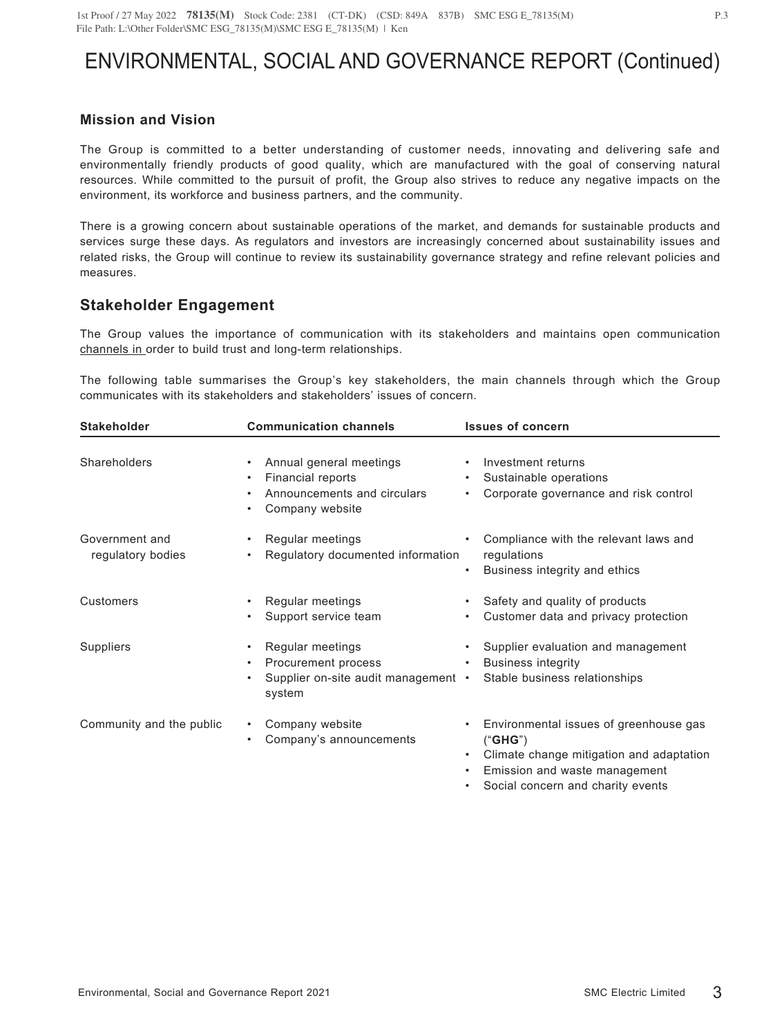# ENVIRONMENTAL, SOCIAL AND GOVERNANCE REPORT (Continued)

## Mission and Vision

The Group is committed to a better understanding of customer needs, innovating and delivering safe and environmentally friendly products of good quality, which are manufactured with the goal of conserving natural resources. While committed to the pursuit of profit, the Group also strives to reduce any negative impacts on the environment, its workforce and business partners, and the community.

There is a growing concern about sustainable operations of the market, and demands for sustainable products and services surge these days. As regulators and investors are increasingly concerned about sustainability issues and related risks, the Group will continue to review its sustainability governance strategy and refine relevant policies and measures.

## Stakeholder Engagement

The Group values the importance of communication with its stakeholders and maintains open communication channels in order to build trust and long-term relationships.

The following table summarises the Group's key stakeholders, the main channels through which the Group communicates with its stakeholders and stakeholders' issues of concern.

| Stakeholder | Communication channels | Issues of concern |
|---|---|---|
| Shareholders | • Annual general meetings<br>• Financial reports<br>• Announcements and circulars<br>• Company website | • Investment returns<br>• Sustainable operations<br>• Corporate governance and risk control |
| Government and regulatory bodies | • Regular meetings<br>• Regulatory documented information | • Compliance with the relevant laws and regulations<br>• Business integrity and ethics |
| Customers | • Regular meetings<br>• Support service team | • Safety and quality of products<br>• Customer data and privacy protection |
| Suppliers | • Regular meetings<br>• Procurement process<br>• Supplier on-site audit management system | • Supplier evaluation and management<br>• Business integrity<br>• Stable business relationships |
| Community and the public | • Company website<br>• Company's announcements | • Environmental issues of greenhouse gas ("**GHG**")<br>• Climate change mitigation and adaptation<br>• Emission and waste management<br>• Social concern and charity events |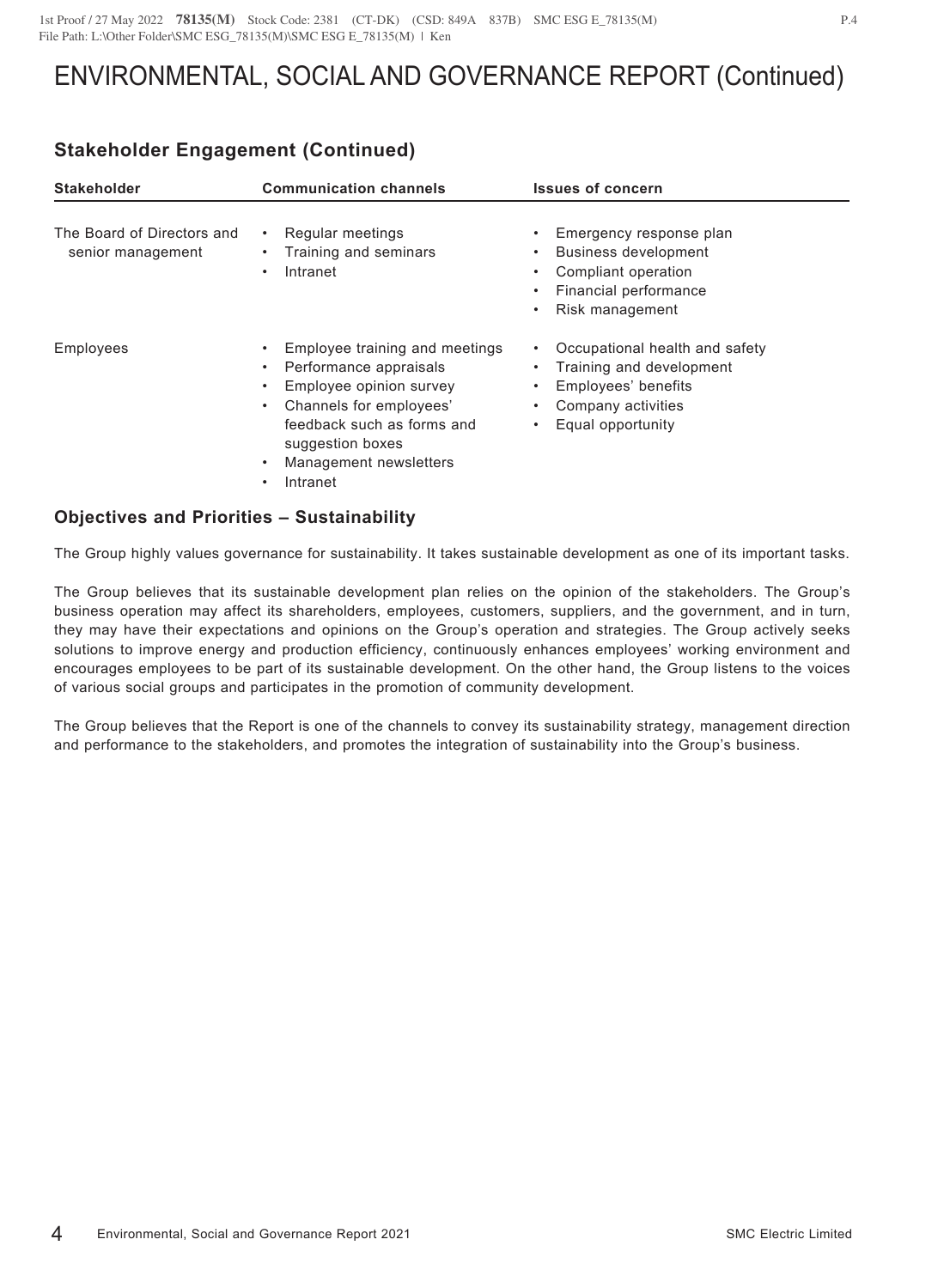# ENVIRONMENTAL, SOCIAL AND GOVERNANCE REPORT (Continued)

## Stakeholder Engagement (Continued)

| Stakeholder | Communication channels | Issues of concern |
|---|---|---|
| The Board of Directors and senior management | • Regular meetings<br>• Training and seminars<br>• Intranet | • Emergency response plan<br>• Business development<br>• Compliant operation<br>• Financial performance<br>• Risk management |
| Employees | • Employee training and meetings<br>• Performance appraisals<br>• Employee opinion survey<br>• Channels for employees' feedback such as forms and suggestion boxes<br>• Management newsletters<br>• Intranet | • Occupational health and safety<br>• Training and development<br>• Employees' benefits<br>• Company activities<br>• Equal opportunity |

## Objectives and Priorities – Sustainability

The Group highly values governance for sustainability. It takes sustainable development as one of its important tasks.

The Group believes that its sustainable development plan relies on the opinion of the stakeholders. The Group's business operation may affect its shareholders, employees, customers, suppliers, and the government, and in turn, they may have their expectations and opinions on the Group's operation and strategies. The Group actively seeks solutions to improve energy and production efficiency, continuously enhances employees' working environment and encourages employees to be part of its sustainable development. On the other hand, the Group listens to the voices of various social groups and participates in the promotion of community development.

The Group believes that the Report is one of the channels to convey its sustainability strategy, management direction and performance to the stakeholders, and promotes the integration of sustainability into the Group's business.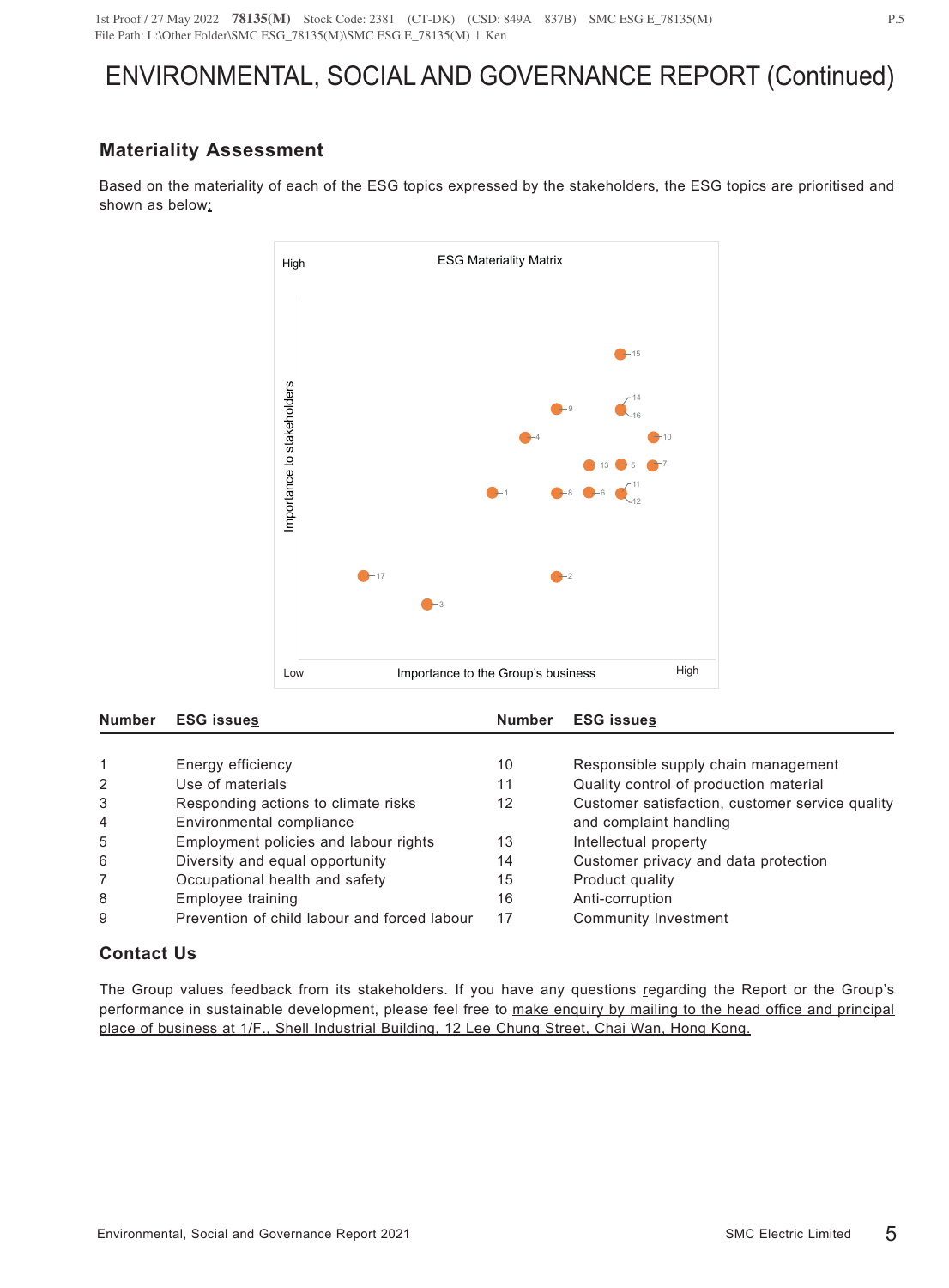# ENVIRONMENTAL, SOCIAL AND GOVERNANCE REPORT (Continued)

## Materiality Assessment

Based on the materiality of each of the ESG topics expressed by the stakeholders, the ESG topics are prioritised and shown as below:

ESG Materiality Matrix

| Number | ESG issues | Number | ESG issues |
|---|---|---|---|
| 1 | Energy efficiency | 10 | Responsible supply chain management |
| 2 | Use of materials | 11 | Quality control of production material |
| 3 | Responding actions to climate risks | 12 | Customer satisfaction, customer service quality and complaint handling |
| 4 | Environmental compliance | | |
| 5 | Employment policies and labour rights | 13 | Intellectual property |
| 6 | Diversity and equal opportunity | 14 | Customer privacy and data protection |
| 7 | Occupational health and safety | 15 | Product quality |
| 8 | Employee training | 16 | Anti-corruption |
| 9 | Prevention of child labour and forced labour | 17 | Community Investment |

## Contact Us

The Group values feedback from its stakeholders. If you have any questions regarding the Report or the Group's performance in sustainable development, please feel free to make enquiry by mailing to the head office and principal place of business at 1/F., Shell Industrial Building, 12 Lee Chung Street, Chai Wan, Hong Kong.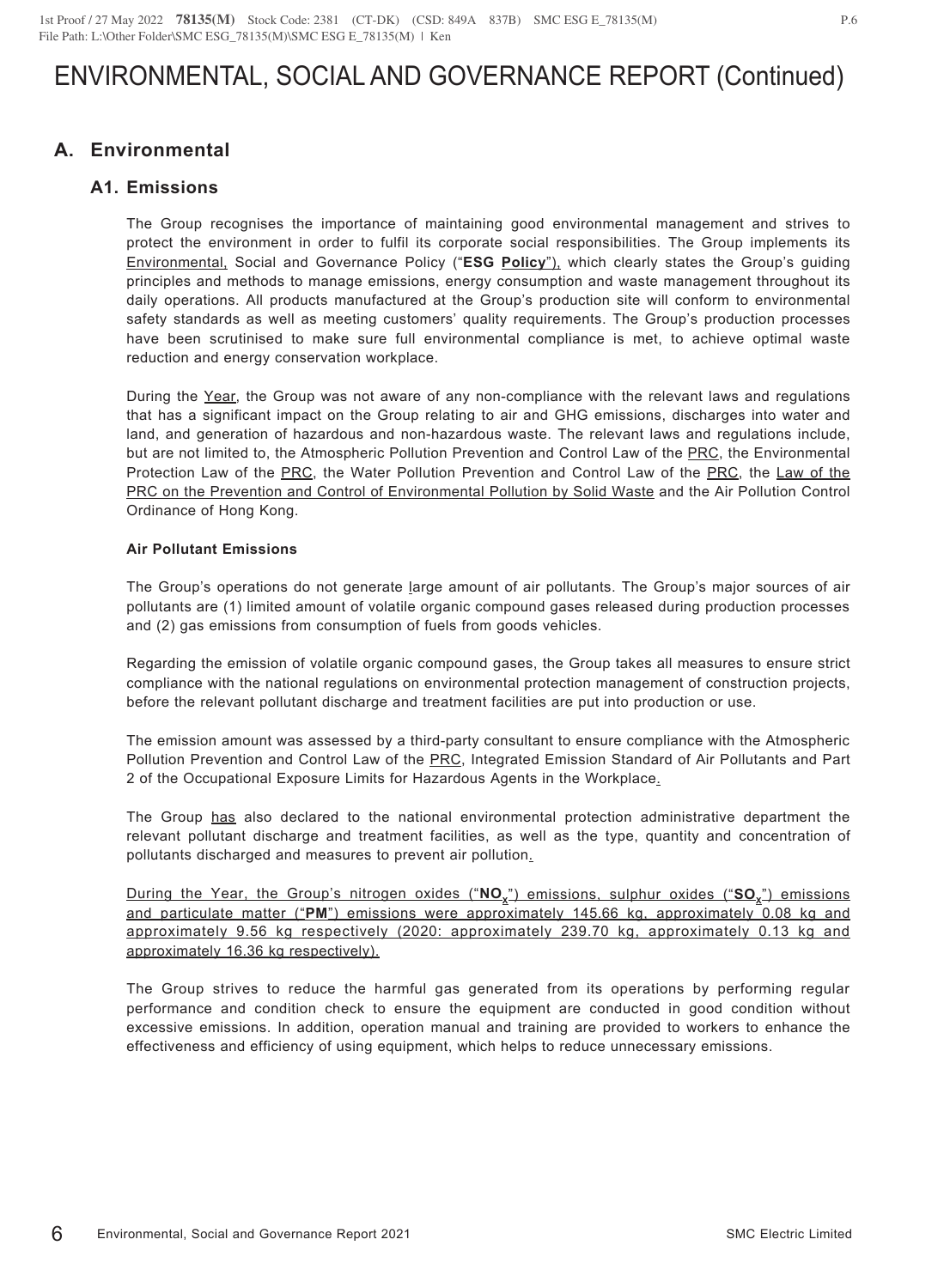# ENVIRONMENTAL, SOCIAL AND GOVERNANCE REPORT (Continued)

## A. Environmental

### A1. Emissions

The Group recognises the importance of maintaining good environmental management and strives to protect the environment in order to fulfil its corporate social responsibilities. The Group implements its Environmental, Social and Governance Policy ("**ESG Policy**"), which clearly states the Group's guiding principles and methods to manage emissions, energy consumption and waste management throughout its daily operations. All products manufactured at the Group's production site will conform to environmental safety standards as well as meeting customers' quality requirements. The Group's production processes have been scrutinised to make sure full environmental compliance is met, to achieve optimal waste reduction and energy conservation workplace.

During the Year, the Group was not aware of any non-compliance with the relevant laws and regulations that has a significant impact on the Group relating to air and GHG emissions, discharges into water and land, and generation of hazardous and non-hazardous waste. The relevant laws and regulations include, but are not limited to, the Atmospheric Pollution Prevention and Control Law of the PRC, the Environmental Protection Law of the PRC, the Water Pollution Prevention and Control Law of the PRC, the Law of the PRC on the Prevention and Control of Environmental Pollution by Solid Waste and the Air Pollution Control Ordinance of Hong Kong.

#### Air Pollutant Emissions

The Group's operations do not generate large amount of air pollutants. The Group's major sources of air pollutants are (1) limited amount of volatile organic compound gases released during production processes and (2) gas emissions from consumption of fuels from goods vehicles.

Regarding the emission of volatile organic compound gases, the Group takes all measures to ensure strict compliance with the national regulations on environmental protection management of construction projects, before the relevant pollutant discharge and treatment facilities are put into production or use.

The emission amount was assessed by a third-party consultant to ensure compliance with the Atmospheric Pollution Prevention and Control Law of the PRC, Integrated Emission Standard of Air Pollutants and Part 2 of the Occupational Exposure Limits for Hazardous Agents in the Workplace.

The Group has also declared to the national environmental protection administrative department the relevant pollutant discharge and treatment facilities, as well as the type, quantity and concentration of pollutants discharged and measures to prevent air pollution.

During the Year, the Group's nitrogen oxides ("**$NO_x$**") emissions, sulphur oxides ("**$SO_x$**") emissions and particulate matter ("**PM**") emissions were approximately 145.66 kg, approximately 0.08 kg and approximately 9.56 kg respectively (2020: approximately 239.70 kg, approximately 0.13 kg and approximately 16.36 kg respectively).

The Group strives to reduce the harmful gas generated from its operations by performing regular performance and condition check to ensure the equipment are conducted in good condition without excessive emissions. In addition, operation manual and training are provided to workers to enhance the effectiveness and efficiency of using equipment, which helps to reduce unnecessary emissions.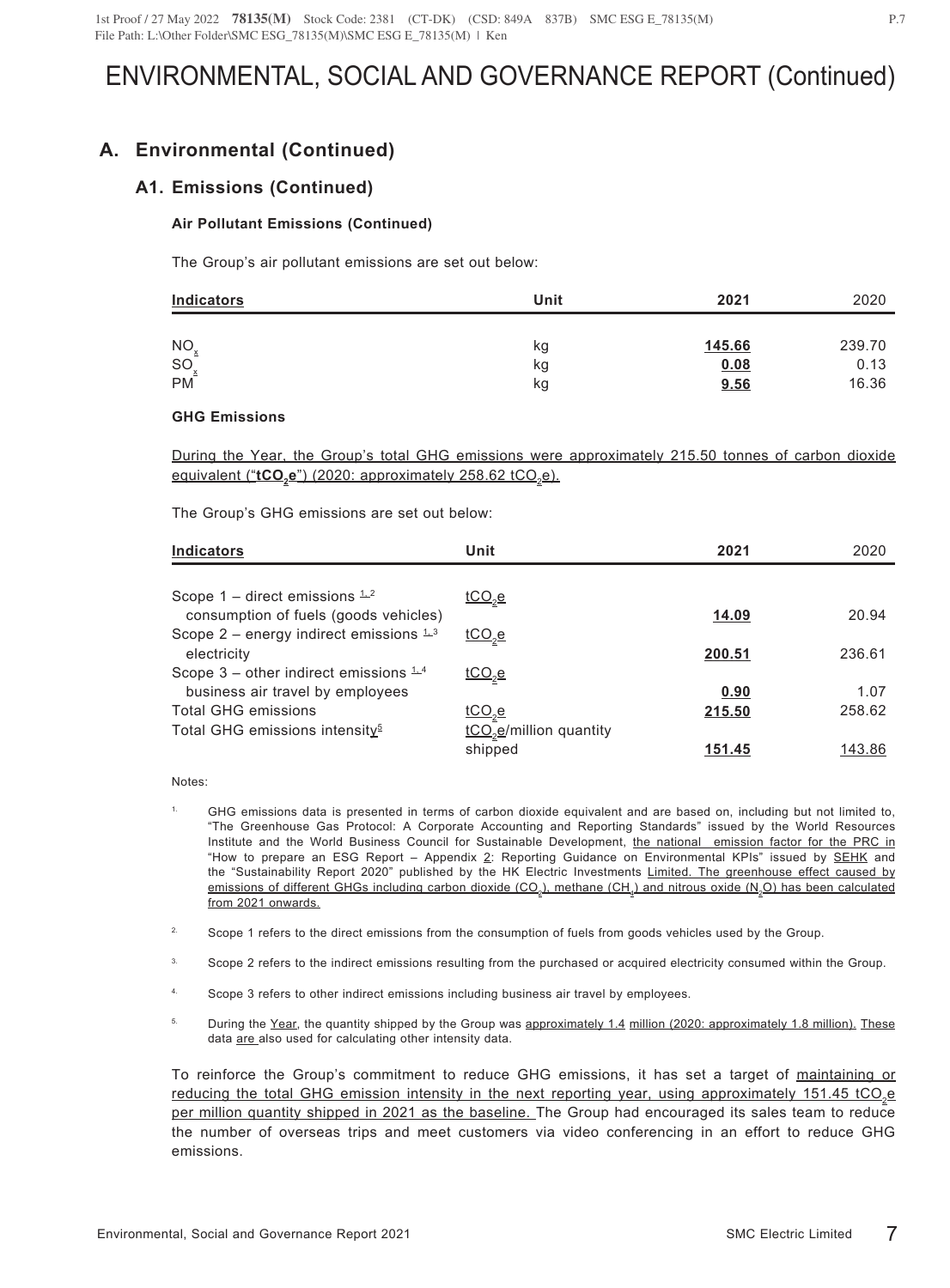# ENVIRONMENTAL, SOCIAL AND GOVERNANCE REPORT (Continued)

## A. Environmental (Continued)

### A1. Emissions (Continued)

#### Air Pollutant Emissions (Continued)

The Group's air pollutant emissions are set out below:

| Indicators | Unit | 2021 | 2020 |
|---|---|---|---|
| $NO_x$ | kg | **145.66** | 239.70 |
| $SO_x$ | kg | **0.08** | 0.13 |
| PM | kg | **9.56** | 16.36 |

#### GHG Emissions

During the Year, the Group's total GHG emissions were approximately 215.50 tonnes of carbon dioxide equivalent ("**$tCO_2e$**") (2020: approximately 258.62 $tCO_2e$).

The Group's GHG emissions are set out below:

| Indicators | Unit | 2021 | 2020 |
|---|---|---|---|
| Scope 1 – direct emissions [1,2] consumption of fuels (goods vehicles) | $tCO_2e$ | **14.09** | 20.94 |
| Scope 2 – energy indirect emissions [1,3] electricity | $tCO_2e$ | **200.51** | 236.61 |
| Scope 3 – other indirect emissions [1,4] business air travel by employees | $tCO_2e$ | **0.90** | 1.07 |
| Total GHG emissions | $tCO_2e$ | **215.50** | 258.62 |
| Total GHG emissions intensity[5] | $tCO_2e$/million quantity shipped | **151.45** | 143.86 |

Notes:

1. GHG emissions data is presented in terms of carbon dioxide equivalent and are based on, including but not limited to, "The Greenhouse Gas Protocol: A Corporate Accounting and Reporting Standards" issued by the World Resources Institute and the World Business Council for Sustainable Development, the national emission factor for the PRC in "How to prepare an ESG Report – Appendix 2: Reporting Guidance on Environmental KPIs" issued by SEHK and the "Sustainability Report 2020" published by the HK Electric Investments Limited. The greenhouse effect caused by emissions of different GHGs including carbon dioxide ($CO_2$), methane ($CH_4$) and nitrous oxide ($N_2O$) has been calculated from 2021 onwards.

2. Scope 1 refers to the direct emissions from the consumption of fuels from goods vehicles used by the Group.

3. Scope 2 refers to the indirect emissions resulting from the purchased or acquired electricity consumed within the Group.

4. Scope 3 refers to other indirect emissions including business air travel by employees.

5. During the Year, the quantity shipped by the Group was approximately 1.4 million (2020: approximately 1.8 million). These data are also used for calculating other intensity data.

To reinforce the Group's commitment to reduce GHG emissions, it has set a target of maintaining or reducing the total GHG emission intensity in the next reporting year, using approximately 151.45 $tCO_2e$ per million quantity shipped in 2021 as the baseline. The Group had encouraged its sales team to reduce the number of overseas trips and meet customers via video conferencing in an effort to reduce GHG emissions.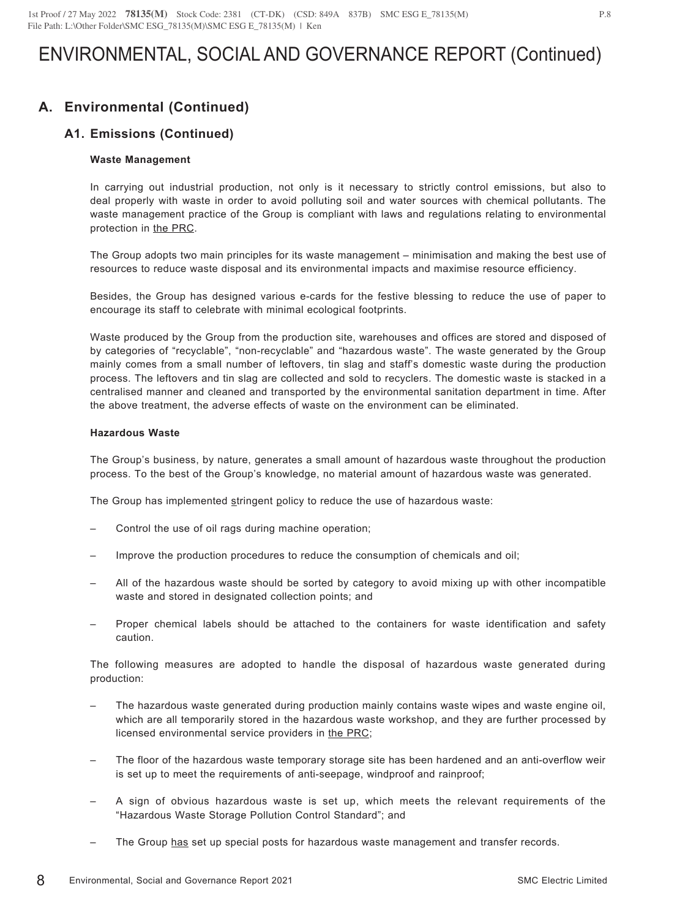# ENVIRONMENTAL, SOCIAL AND GOVERNANCE REPORT (Continued)

## A. Environmental (Continued)

### A1. Emissions (Continued)

#### Waste Management

In carrying out industrial production, not only is it necessary to strictly control emissions, but also to deal properly with waste in order to avoid polluting soil and water sources with chemical pollutants. The waste management practice of the Group is compliant with laws and regulations relating to environmental protection in the PRC.

The Group adopts two main principles for its waste management – minimisation and making the best use of resources to reduce waste disposal and its environmental impacts and maximise resource efficiency.

Besides, the Group has designed various e-cards for the festive blessing to reduce the use of paper to encourage its staff to celebrate with minimal ecological footprints.

Waste produced by the Group from the production site, warehouses and offices are stored and disposed of by categories of "recyclable", "non-recyclable" and "hazardous waste". The waste generated by the Group mainly comes from a small number of leftovers, tin slag and staff's domestic waste during the production process. The leftovers and tin slag are collected and sold to recyclers. The domestic waste is stacked in a centralised manner and cleaned and transported by the environmental sanitation department in time. After the above treatment, the adverse effects of waste on the environment can be eliminated.

#### Hazardous Waste

The Group's business, by nature, generates a small amount of hazardous waste throughout the production process. To the best of the Group's knowledge, no material amount of hazardous waste was generated.

The Group has implemented stringent policy to reduce the use of hazardous waste:

– Control the use of oil rags during machine operation;

– Improve the production procedures to reduce the consumption of chemicals and oil;

– All of the hazardous waste should be sorted by category to avoid mixing up with other incompatible waste and stored in designated collection points; and

– Proper chemical labels should be attached to the containers for waste identification and safety caution.

The following measures are adopted to handle the disposal of hazardous waste generated during production:

– The hazardous waste generated during production mainly contains waste wipes and waste engine oil, which are all temporarily stored in the hazardous waste workshop, and they are further processed by licensed environmental service providers in the PRC;

– The floor of the hazardous waste temporary storage site has been hardened and an anti-overflow weir is set up to meet the requirements of anti-seepage, windproof and rainproof;

– A sign of obvious hazardous waste is set up, which meets the relevant requirements of the "Hazardous Waste Storage Pollution Control Standard"; and

– The Group has set up special posts for hazardous waste management and transfer records.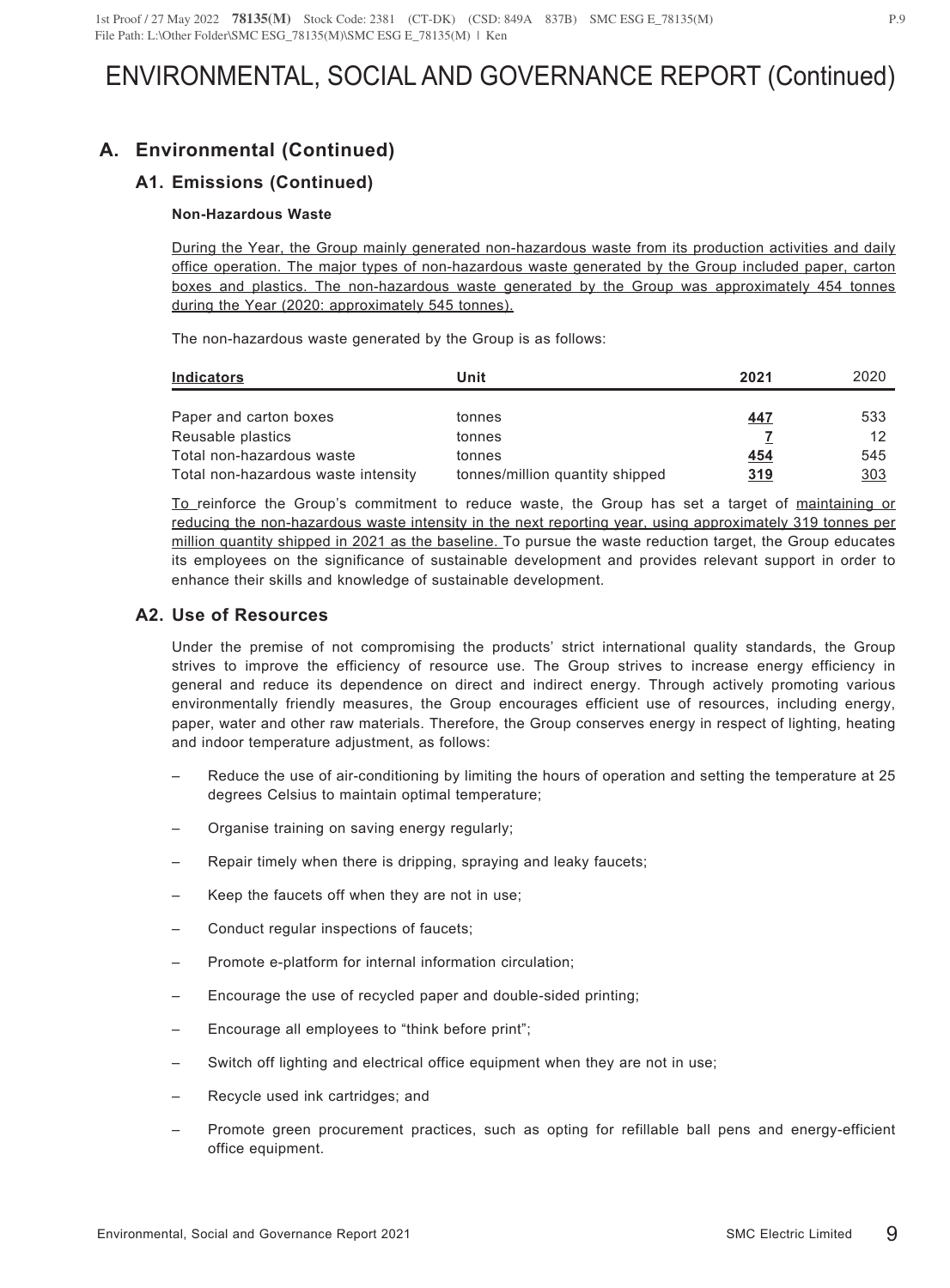# ENVIRONMENTAL, SOCIAL AND GOVERNANCE REPORT (Continued)

## A. Environmental (Continued)

### A1. Emissions (Continued)

**Non-Hazardous Waste**

During the Year, the Group mainly generated non-hazardous waste from its production activities and daily office operation. The major types of non-hazardous waste generated by the Group included paper, carton boxes and plastics. The non-hazardous waste generated by the Group was approximately 454 tonnes during the Year (2020: approximately 545 tonnes).

The non-hazardous waste generated by the Group is as follows:

| Indicators | Unit | 2021 | 2020 |
|---|---|---|---|
| Paper and carton boxes | tonnes | **447** | 533 |
| Reusable plastics | tonnes | **7** | 12 |
| Total non-hazardous waste | tonnes | **454** | 545 |
| Total non-hazardous waste intensity | tonnes/million quantity shipped | **319** | 303 |

To reinforce the Group's commitment to reduce waste, the Group has set a target of maintaining or reducing the non-hazardous waste intensity in the next reporting year, using approximately 319 tonnes per million quantity shipped in 2021 as the baseline. To pursue the waste reduction target, the Group educates its employees on the significance of sustainable development and provides relevant support in order to enhance their skills and knowledge of sustainable development.

### A2. Use of Resources

Under the premise of not compromising the products' strict international quality standards, the Group strives to improve the efficiency of resource use. The Group strives to increase energy efficiency in general and reduce its dependence on direct and indirect energy. Through actively promoting various environmentally friendly measures, the Group encourages efficient use of resources, including energy, paper, water and other raw materials. Therefore, the Group conserves energy in respect of lighting, heating and indoor temperature adjustment, as follows:

- Reduce the use of air-conditioning by limiting the hours of operation and setting the temperature at 25 degrees Celsius to maintain optimal temperature;
- Organise training on saving energy regularly;
- Repair timely when there is dripping, spraying and leaky faucets;
- Keep the faucets off when they are not in use;
- Conduct regular inspections of faucets;
- Promote e-platform for internal information circulation;
- Encourage the use of recycled paper and double-sided printing;
- Encourage all employees to "think before print";
- Switch off lighting and electrical office equipment when they are not in use;
- Recycle used ink cartridges; and
- Promote green procurement practices, such as opting for refillable ball pens and energy-efficient office equipment.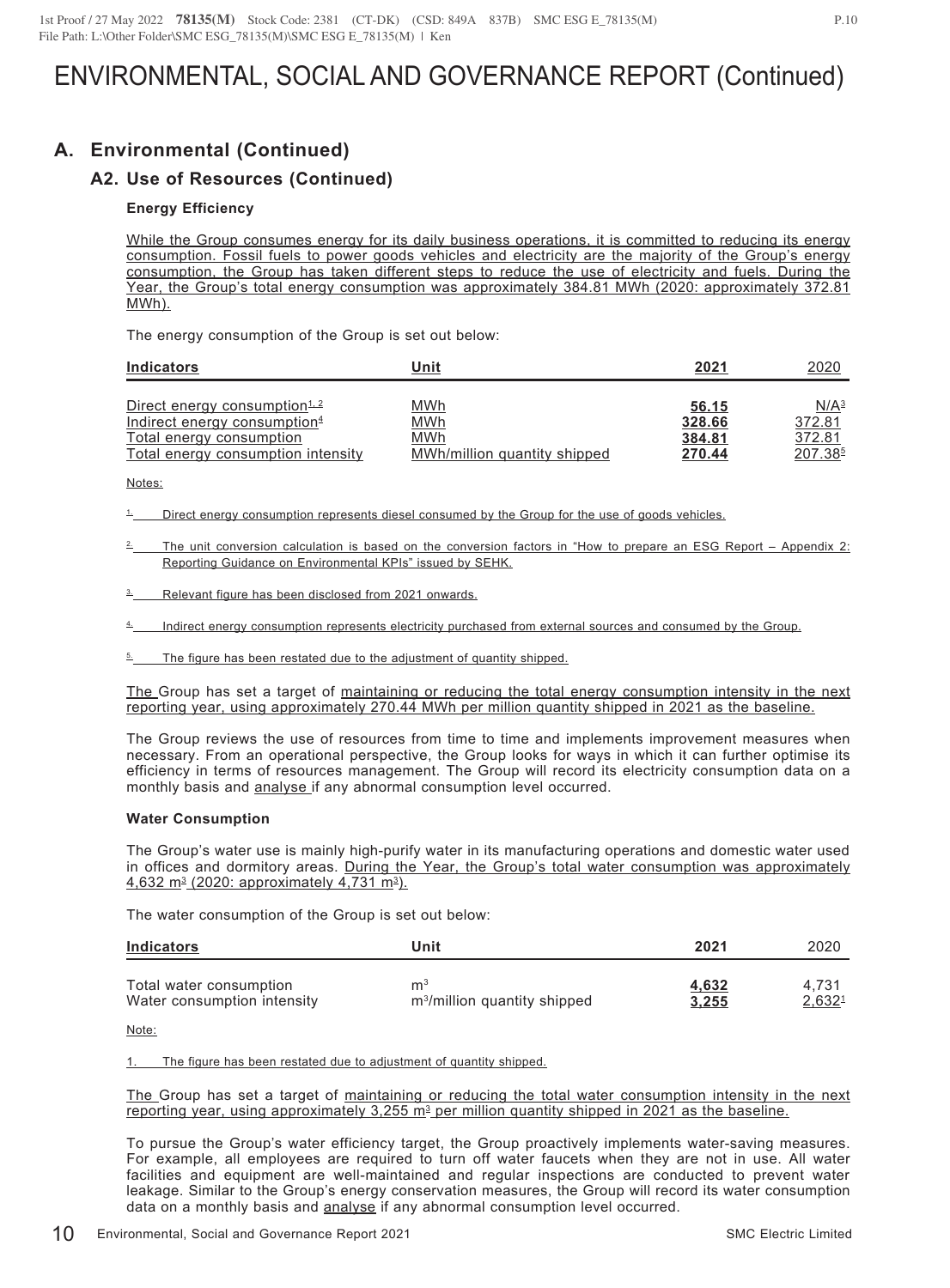# ENVIRONMENTAL, SOCIAL AND GOVERNANCE REPORT (Continued)

## A. Environmental (Continued)

### A2. Use of Resources (Continued)

**Energy Efficiency**

While the Group consumes energy for its daily business operations, it is committed to reducing its energy consumption. Fossil fuels to power goods vehicles and electricity are the majority of the Group's energy consumption, the Group has taken different steps to reduce the use of electricity and fuels. During the Year, the Group's total energy consumption was approximately 384.81 MWh (2020: approximately 372.81 MWh).

The energy consumption of the Group is set out below:

| Indicators | Unit | 2021 | 2020 |
|---|---|---|---|
| Direct energy consumption[1, 2] | MWh | **56.15** | N/A[3] |
| Indirect energy consumption[4] | MWh | **328.66** | 372.81 |
| Total energy consumption | MWh | **384.81** | 372.81 |
| Total energy consumption intensity | MWh/million quantity shipped | **270.44** | 207.38[5] |

Notes:

1. Direct energy consumption represents diesel consumed by the Group for the use of goods vehicles.
2. The unit conversion calculation is based on the conversion factors in "How to prepare an ESG Report – Appendix 2: Reporting Guidance on Environmental KPIs" issued by SEHK.
3. Relevant figure has been disclosed from 2021 onwards.
4. Indirect energy consumption represents electricity purchased from external sources and consumed by the Group.
5. The figure has been restated due to the adjustment of quantity shipped.

The Group has set a target of maintaining or reducing the total energy consumption intensity in the next reporting year, using approximately 270.44 MWh per million quantity shipped in 2021 as the baseline.

The Group reviews the use of resources from time to time and implements improvement measures when necessary. From an operational perspective, the Group looks for ways in which it can further optimise its efficiency in terms of resources management. The Group will record its electricity consumption data on a monthly basis and analyse if any abnormal consumption level occurred.

**Water Consumption**

The Group's water use is mainly high-purify water in its manufacturing operations and domestic water used in offices and dormitory areas. During the Year, the Group's total water consumption was approximately 4,632 m$^3$ (2020: approximately 4,731 m$^3$).

The water consumption of the Group is set out below:

| Indicators | Unit | 2021 | 2020 |
|---|---|---|---|
| Total water consumption | m$^3$ | **4,632** | 4,731 |
| Water consumption intensity | m$^3$/million quantity shipped | **3,255** | 2,632[1] |

Note:

1. The figure has been restated due to adjustment of quantity shipped.

The Group has set a target of maintaining or reducing the total water consumption intensity in the next reporting year, using approximately 3,255 m$^3$ per million quantity shipped in 2021 as the baseline.

To pursue the Group's water efficiency target, the Group proactively implements water-saving measures. For example, all employees are required to turn off water faucets when they are not in use. All water facilities and equipment are well-maintained and regular inspections are conducted to prevent water leakage. Similar to the Group's energy conservation measures, the Group will record its water consumption data on a monthly basis and analyse if any abnormal consumption level occurred.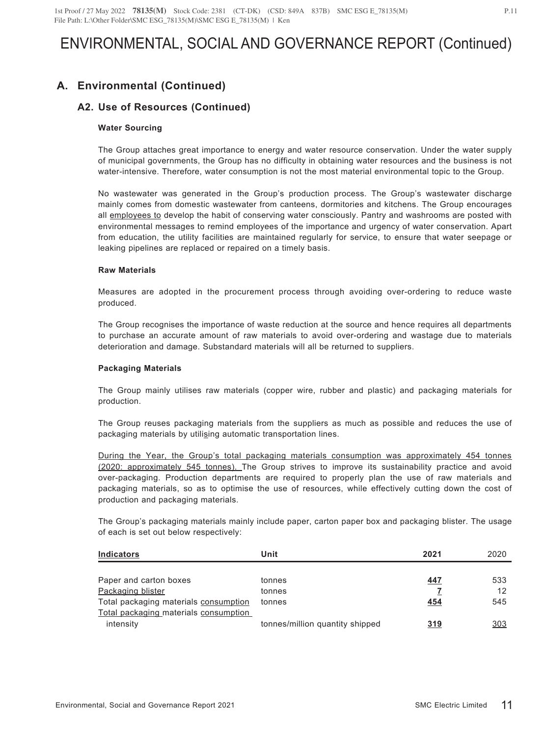# ENVIRONMENTAL, SOCIAL AND GOVERNANCE REPORT (Continued)

## A. Environmental (Continued)

### A2. Use of Resources (Continued)

**Water Sourcing**

The Group attaches great importance to energy and water resource conservation. Under the water supply of municipal governments, the Group has no difficulty in obtaining water resources and the business is not water-intensive. Therefore, water consumption is not the most material environmental topic to the Group.

No wastewater was generated in the Group's production process. The Group's wastewater discharge mainly comes from domestic wastewater from canteens, dormitories and kitchens. The Group encourages all employees to develop the habit of conserving water consciously. Pantry and washrooms are posted with environmental messages to remind employees of the importance and urgency of water conservation. Apart from education, the utility facilities are maintained regularly for service, to ensure that water seepage or leaking pipelines are replaced or repaired on a timely basis.

**Raw Materials**

Measures are adopted in the procurement process through avoiding over-ordering to reduce waste produced.

The Group recognises the importance of waste reduction at the source and hence requires all departments to purchase an accurate amount of raw materials to avoid over-ordering and wastage due to materials deterioration and damage. Substandard materials will all be returned to suppliers.

**Packaging Materials**

The Group mainly utilises raw materials (copper wire, rubber and plastic) and packaging materials for production.

The Group reuses packaging materials from the suppliers as much as possible and reduces the use of packaging materials by utilising automatic transportation lines.

During the Year, the Group's total packaging materials consumption was approximately 454 tonnes (2020: approximately 545 tonnes). The Group strives to improve its sustainability practice and avoid over-packaging. Production departments are required to properly plan the use of raw materials and packaging materials, so as to optimise the use of resources, while effectively cutting down the cost of production and packaging materials.

The Group's packaging materials mainly include paper, carton paper box and packaging blister. The usage of each is set out below respectively:

| Indicators | Unit | 2021 | 2020 |
|---|---|---|---|
| Paper and carton boxes | tonnes | **447** | 533 |
| Packaging blister | tonnes | **7** | 12 |
| Total packaging materials consumption | tonnes | **454** | 545 |
| Total packaging materials consumption intensity | tonnes/million quantity shipped | **319** | 303 |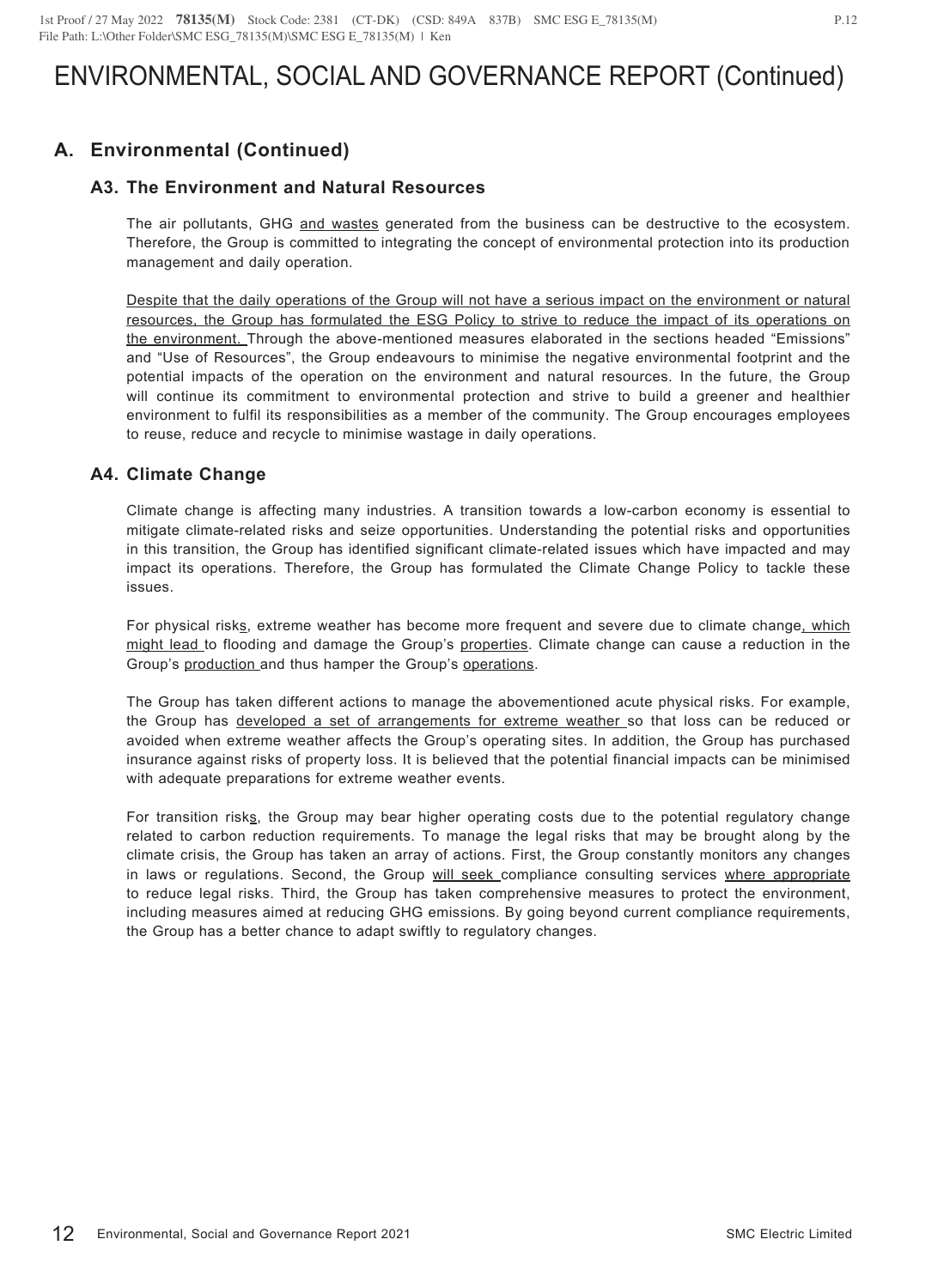# ENVIRONMENTAL, SOCIAL AND GOVERNANCE REPORT (Continued)

## A. Environmental (Continued)

### A3. The Environment and Natural Resources

The air pollutants, GHG and wastes generated from the business can be destructive to the ecosystem. Therefore, the Group is committed to integrating the concept of environmental protection into its production management and daily operation.

Despite that the daily operations of the Group will not have a serious impact on the environment or natural resources, the Group has formulated the ESG Policy to strive to reduce the impact of its operations on the environment. Through the above-mentioned measures elaborated in the sections headed "Emissions" and "Use of Resources", the Group endeavours to minimise the negative environmental footprint and the potential impacts of the operation on the environment and natural resources. In the future, the Group will continue its commitment to environmental protection and strive to build a greener and healthier environment to fulfil its responsibilities as a member of the community. The Group encourages employees to reuse, reduce and recycle to minimise wastage in daily operations.

### A4. Climate Change

Climate change is affecting many industries. A transition towards a low-carbon economy is essential to mitigate climate-related risks and seize opportunities. Understanding the potential risks and opportunities in this transition, the Group has identified significant climate-related issues which have impacted and may impact its operations. Therefore, the Group has formulated the Climate Change Policy to tackle these issues.

For physical risks, extreme weather has become more frequent and severe due to climate change, which might lead to flooding and damage the Group's properties. Climate change can cause a reduction in the Group's production and thus hamper the Group's operations.

The Group has taken different actions to manage the abovementioned acute physical risks. For example, the Group has developed a set of arrangements for extreme weather so that loss can be reduced or avoided when extreme weather affects the Group's operating sites. In addition, the Group has purchased insurance against risks of property loss. It is believed that the potential financial impacts can be minimised with adequate preparations for extreme weather events.

For transition risks, the Group may bear higher operating costs due to the potential regulatory change related to carbon reduction requirements. To manage the legal risks that may be brought along by the climate crisis, the Group has taken an array of actions. First, the Group constantly monitors any changes in laws or regulations. Second, the Group will seek compliance consulting services where appropriate to reduce legal risks. Third, the Group has taken comprehensive measures to protect the environment, including measures aimed at reducing GHG emissions. By going beyond current compliance requirements, the Group has a better chance to adapt swiftly to regulatory changes.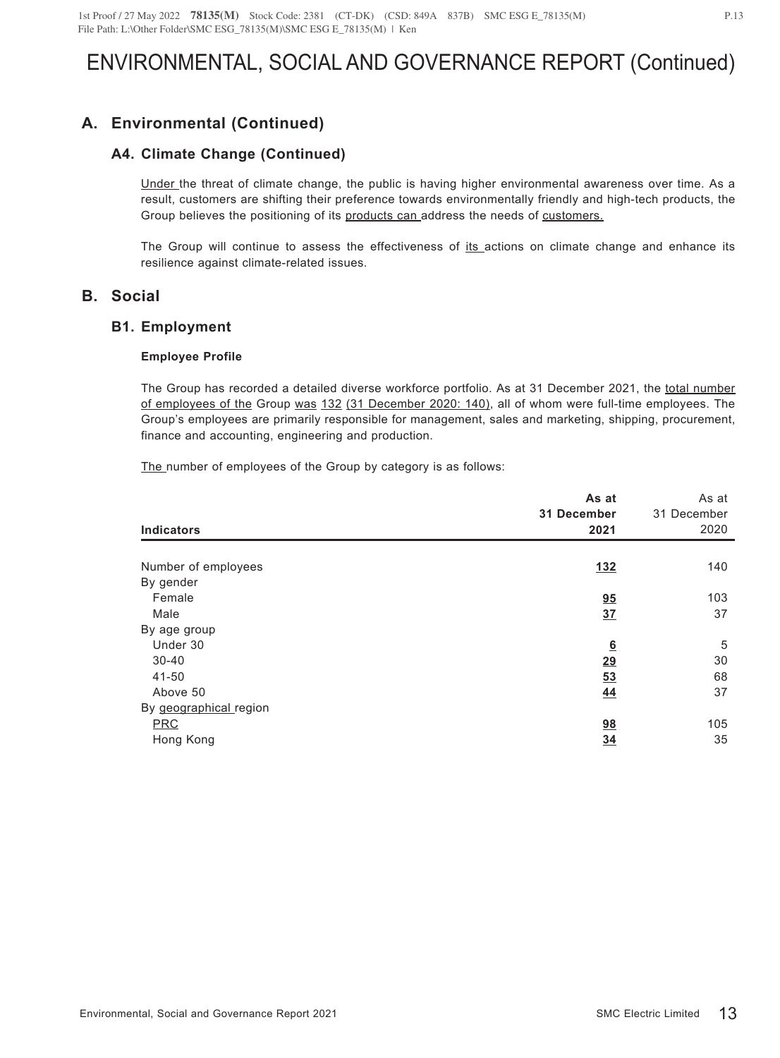# ENVIRONMENTAL, SOCIAL AND GOVERNANCE REPORT (Continued)

## A. Environmental (Continued)

### A4. Climate Change (Continued)

Under the threat of climate change, the public is having higher environmental awareness over time. As a result, customers are shifting their preference towards environmentally friendly and high-tech products, the Group believes the positioning of its products can address the needs of customers.

The Group will continue to assess the effectiveness of its actions on climate change and enhance its resilience against climate-related issues.

## B. Social

### B1. Employment

**Employee Profile**

The Group has recorded a detailed diverse workforce portfolio. As at 31 December 2021, the total number of employees of the Group was 132 (31 December 2020: 140), all of whom were full-time employees. The Group's employees are primarily responsible for management, sales and marketing, shipping, procurement, finance and accounting, engineering and production.

The number of employees of the Group by category is as follows:

| Indicators | **As at 31 December 2021** | As at 31 December 2020 |
|---|---|---|
| Number of employees | **132** | 140 |
| By gender | | |
| Female | **95** | 103 |
| Male | **37** | 37 |
| By age group | | |
| Under 30 | **6** | 5 |
| 30-40 | **29** | 30 |
| 41-50 | **53** | 68 |
| Above 50 | **44** | 37 |
| By geographical region | | |
| PRC | **98** | 105 |
| Hong Kong | **34** | 35 |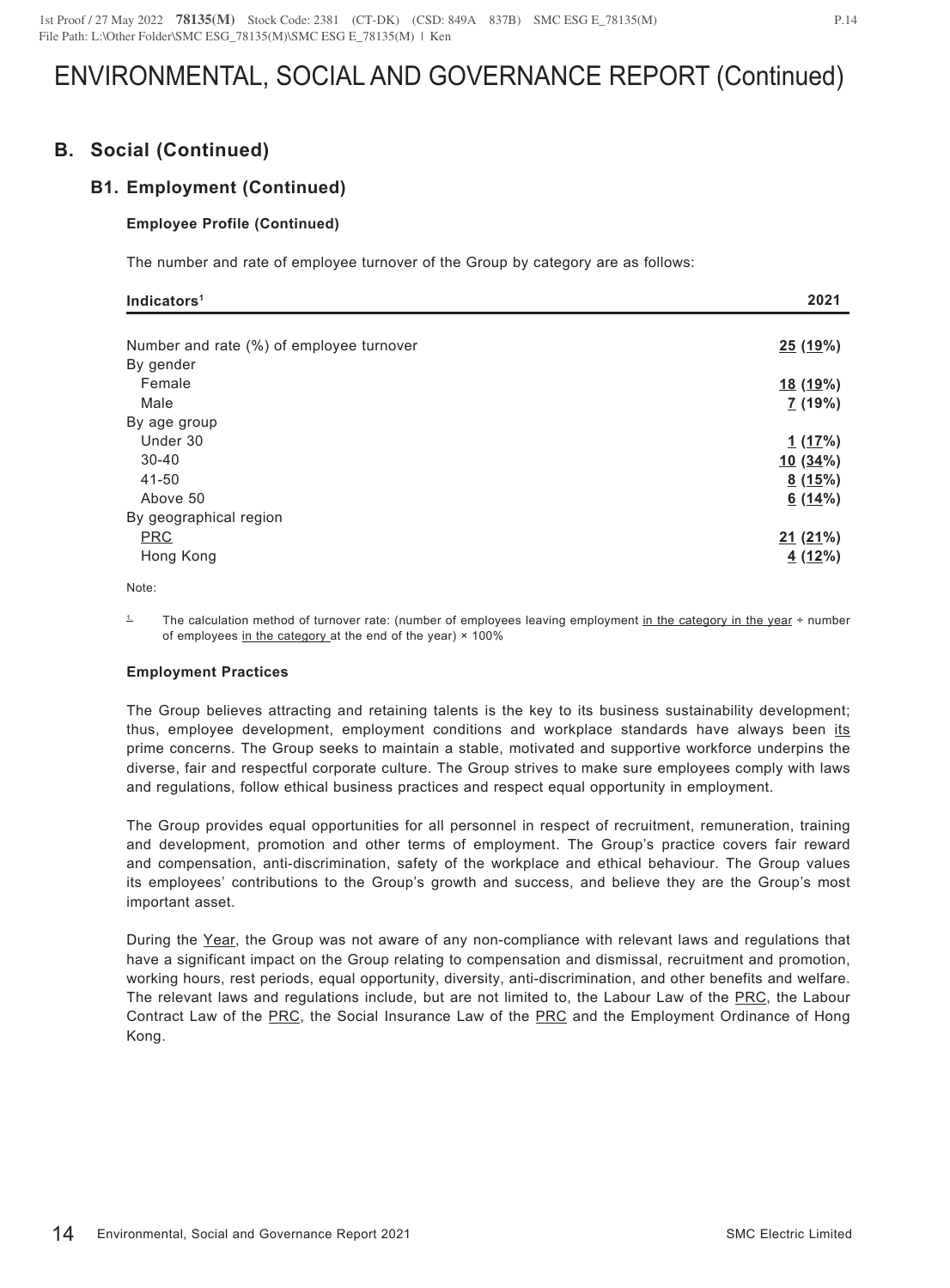# ENVIRONMENTAL, SOCIAL AND GOVERNANCE REPORT (Continued)

## B. Social (Continued)

### B1. Employment (Continued)

#### Employee Profile (Continued)

The number and rate of employee turnover of the Group by category are as follows:

| Indicators[1] | 2021 |
|---|---|
| Number and rate (%) of employee turnover | **25 (19%)** |
| By gender | |
| Female | **18 (19%)** |
| Male | **7 (19%)** |
| By age group | |
| Under 30 | **1 (17%)** |
| 30-40 | **10 (34%)** |
| 41-50 | **8 (15%)** |
| Above 50 | **6 (14%)** |
| By geographical region | |
| PRC | **21 (21%)** |
| Hong Kong | **4 (12%)** |

Note:

1. The calculation method of turnover rate: (number of employees leaving employment in the category in the year ÷ number of employees in the category at the end of the year) × 100%

#### Employment Practices

The Group believes attracting and retaining talents is the key to its business sustainability development; thus, employee development, employment conditions and workplace standards have always been its prime concerns. The Group seeks to maintain a stable, motivated and supportive workforce underpins the diverse, fair and respectful corporate culture. The Group strives to make sure employees comply with laws and regulations, follow ethical business practices and respect equal opportunity in employment.

The Group provides equal opportunities for all personnel in respect of recruitment, remuneration, training and development, promotion and other terms of employment. The Group's practice covers fair reward and compensation, anti-discrimination, safety of the workplace and ethical behaviour. The Group values its employees' contributions to the Group's growth and success, and believe they are the Group's most important asset.

During the Year, the Group was not aware of any non-compliance with relevant laws and regulations that have a significant impact on the Group relating to compensation and dismissal, recruitment and promotion, working hours, rest periods, equal opportunity, diversity, anti-discrimination, and other benefits and welfare. The relevant laws and regulations include, but are not limited to, the Labour Law of the PRC, the Labour Contract Law of the PRC, the Social Insurance Law of the PRC and the Employment Ordinance of Hong Kong.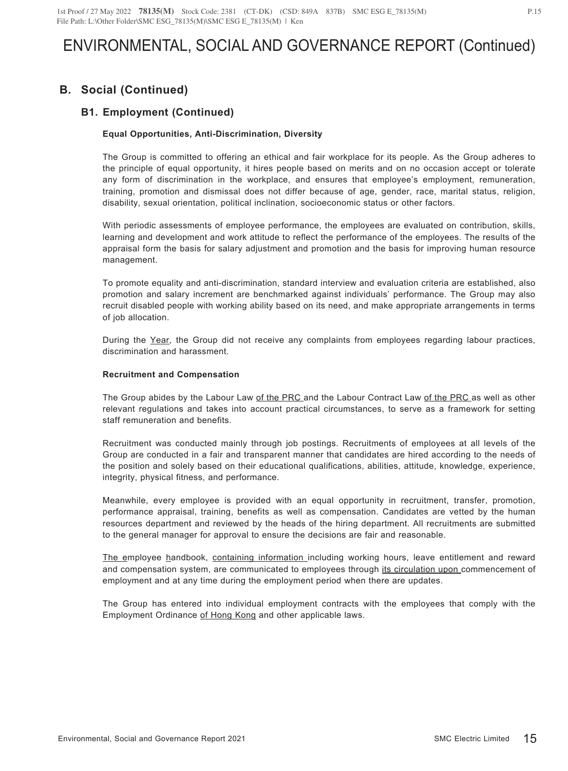# ENVIRONMENTAL, SOCIAL AND GOVERNANCE REPORT (Continued)

## B. Social (Continued)

### B1. Employment (Continued)

**Equal Opportunities, Anti-Discrimination, Diversity**

The Group is committed to offering an ethical and fair workplace for its people. As the Group adheres to the principle of equal opportunity, it hires people based on merits and on no occasion accept or tolerate any form of discrimination in the workplace, and ensures that employee's employment, remuneration, training, promotion and dismissal does not differ because of age, gender, race, marital status, religion, disability, sexual orientation, political inclination, socioeconomic status or other factors.

With periodic assessments of employee performance, the employees are evaluated on contribution, skills, learning and development and work attitude to reflect the performance of the employees. The results of the appraisal form the basis for salary adjustment and promotion and the basis for improving human resource management.

To promote equality and anti-discrimination, standard interview and evaluation criteria are established, also promotion and salary increment are benchmarked against individuals' performance. The Group may also recruit disabled people with working ability based on its need, and make appropriate arrangements in terms of job allocation.

During the Year, the Group did not receive any complaints from employees regarding labour practices, discrimination and harassment.

**Recruitment and Compensation**

The Group abides by the Labour Law of the PRC and the Labour Contract Law of the PRC as well as other relevant regulations and takes into account practical circumstances, to serve as a framework for setting staff remuneration and benefits.

Recruitment was conducted mainly through job postings. Recruitments of employees at all levels of the Group are conducted in a fair and transparent manner that candidates are hired according to the needs of the position and solely based on their educational qualifications, abilities, attitude, knowledge, experience, integrity, physical fitness, and performance.

Meanwhile, every employee is provided with an equal opportunity in recruitment, transfer, promotion, performance appraisal, training, benefits as well as compensation. Candidates are vetted by the human resources department and reviewed by the heads of the hiring department. All recruitments are submitted to the general manager for approval to ensure the decisions are fair and reasonable.

The employee handbook, containing information including working hours, leave entitlement and reward and compensation system, are communicated to employees through its circulation upon commencement of employment and at any time during the employment period when there are updates.

The Group has entered into individual employment contracts with the employees that comply with the Employment Ordinance of Hong Kong and other applicable laws.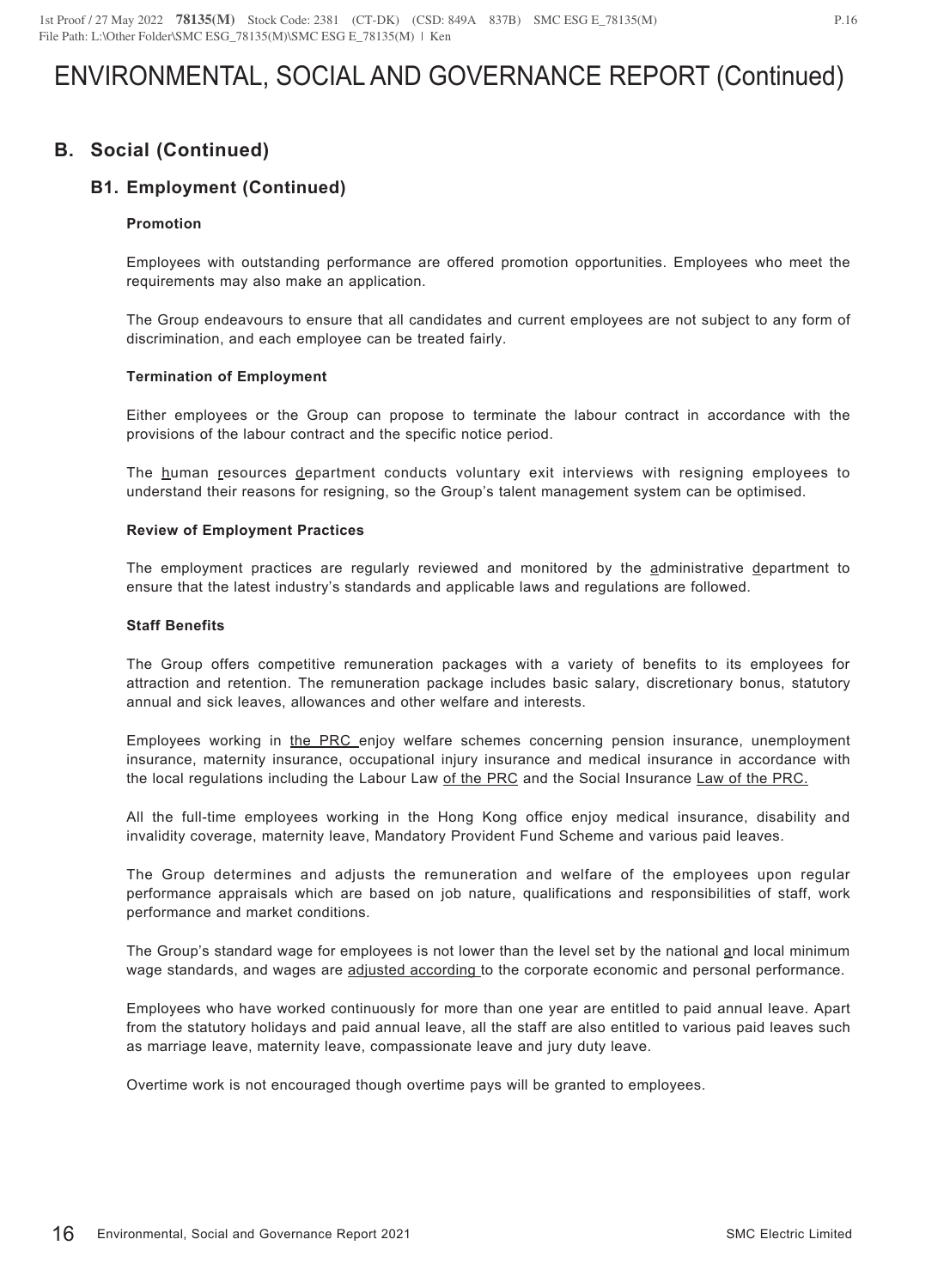# ENVIRONMENTAL, SOCIAL AND GOVERNANCE REPORT (Continued)

## B. Social (Continued)

### B1. Employment (Continued)

#### Promotion

Employees with outstanding performance are offered promotion opportunities. Employees who meet the requirements may also make an application.

The Group endeavours to ensure that all candidates and current employees are not subject to any form of discrimination, and each employee can be treated fairly.

#### Termination of Employment

Either employees or the Group can propose to terminate the labour contract in accordance with the provisions of the labour contract and the specific notice period.

The human resources department conducts voluntary exit interviews with resigning employees to understand their reasons for resigning, so the Group's talent management system can be optimised.

#### Review of Employment Practices

The employment practices are regularly reviewed and monitored by the administrative department to ensure that the latest industry's standards and applicable laws and regulations are followed.

#### Staff Benefits

The Group offers competitive remuneration packages with a variety of benefits to its employees for attraction and retention. The remuneration package includes basic salary, discretionary bonus, statutory annual and sick leaves, allowances and other welfare and interests.

Employees working in the PRC enjoy welfare schemes concerning pension insurance, unemployment insurance, maternity insurance, occupational injury insurance and medical insurance in accordance with the local regulations including the Labour Law of the PRC and the Social Insurance Law of the PRC.

All the full-time employees working in the Hong Kong office enjoy medical insurance, disability and invalidity coverage, maternity leave, Mandatory Provident Fund Scheme and various paid leaves.

The Group determines and adjusts the remuneration and welfare of the employees upon regular performance appraisals which are based on job nature, qualifications and responsibilities of staff, work performance and market conditions.

The Group's standard wage for employees is not lower than the level set by the national and local minimum wage standards, and wages are adjusted according to the corporate economic and personal performance.

Employees who have worked continuously for more than one year are entitled to paid annual leave. Apart from the statutory holidays and paid annual leave, all the staff are also entitled to various paid leaves such as marriage leave, maternity leave, compassionate leave and jury duty leave.

Overtime work is not encouraged though overtime pays will be granted to employees.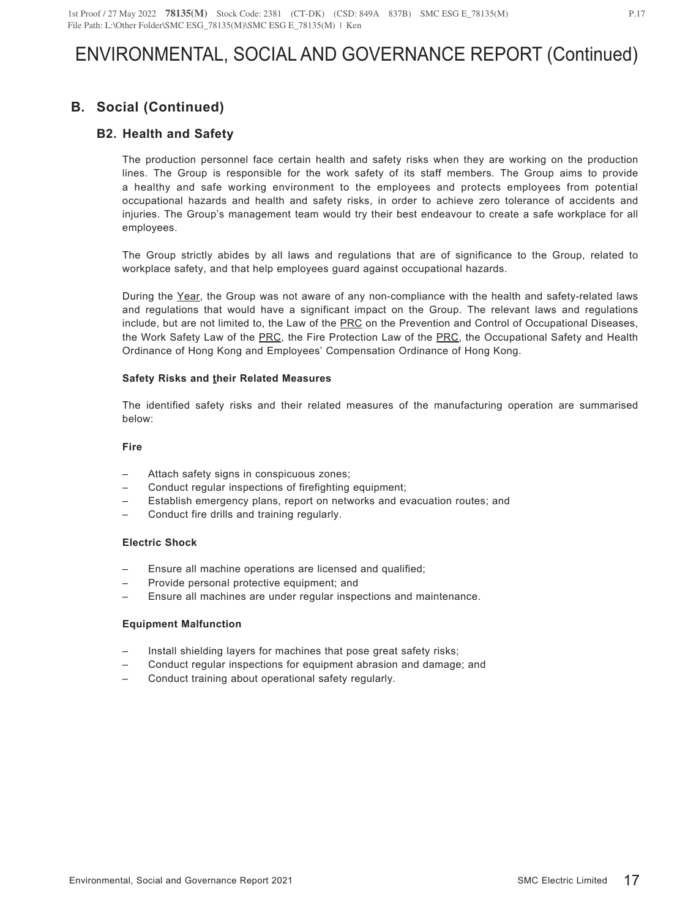# ENVIRONMENTAL, SOCIAL AND GOVERNANCE REPORT (Continued)

## B. Social (Continued)

### B2. Health and Safety

The production personnel face certain health and safety risks when they are working on the production lines. The Group is responsible for the work safety of its staff members. The Group aims to provide a healthy and safe working environment to the employees and protects employees from potential occupational hazards and health and safety risks, in order to achieve zero tolerance of accidents and injuries. The Group's management team would try their best endeavour to create a safe workplace for all employees.

The Group strictly abides by all laws and regulations that are of significance to the Group, related to workplace safety, and that help employees guard against occupational hazards.

During the Year, the Group was not aware of any non-compliance with the health and safety-related laws and regulations that would have a significant impact on the Group. The relevant laws and regulations include, but are not limited to, the Law of the PRC on the Prevention and Control of Occupational Diseases, the Work Safety Law of the PRC, the Fire Protection Law of the PRC, the Occupational Safety and Health Ordinance of Hong Kong and Employees' Compensation Ordinance of Hong Kong.

**Safety Risks and their Related Measures**

The identified safety risks and their related measures of the manufacturing operation are summarised below:

**Fire**

- Attach safety signs in conspicuous zones;
- Conduct regular inspections of firefighting equipment;
- Establish emergency plans, report on networks and evacuation routes; and
- Conduct fire drills and training regularly.

**Electric Shock**

- Ensure all machine operations are licensed and qualified;
- Provide personal protective equipment; and
- Ensure all machines are under regular inspections and maintenance.

**Equipment Malfunction**

- Install shielding layers for machines that pose great safety risks;
- Conduct regular inspections for equipment abrasion and damage; and
- Conduct training about operational safety regularly.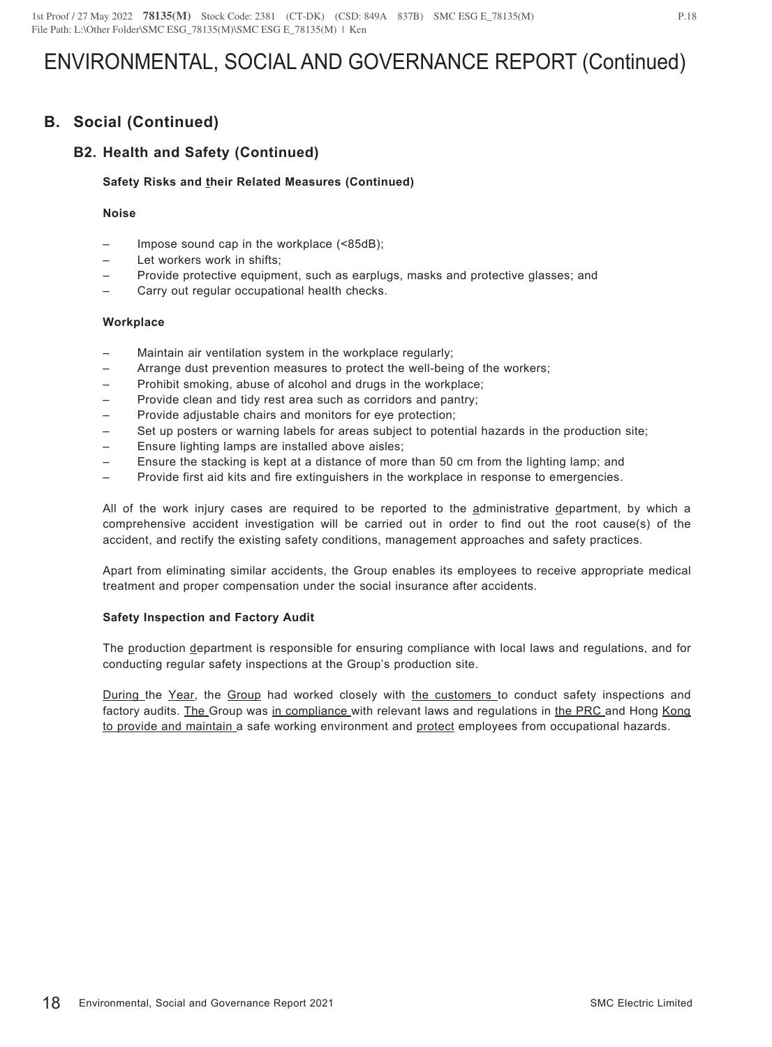# ENVIRONMENTAL, SOCIAL AND GOVERNANCE REPORT (Continued)

## B. Social (Continued)

### B2. Health and Safety (Continued)

**Safety Risks and their Related Measures (Continued)**

**Noise**

- Impose sound cap in the workplace (<85dB);
- Let workers work in shifts;
- Provide protective equipment, such as earplugs, masks and protective glasses; and
- Carry out regular occupational health checks.

**Workplace**

- Maintain air ventilation system in the workplace regularly;
- Arrange dust prevention measures to protect the well-being of the workers;
- Prohibit smoking, abuse of alcohol and drugs in the workplace;
- Provide clean and tidy rest area such as corridors and pantry;
- Provide adjustable chairs and monitors for eye protection;
- Set up posters or warning labels for areas subject to potential hazards in the production site;
- Ensure lighting lamps are installed above aisles;
- Ensure the stacking is kept at a distance of more than 50 cm from the lighting lamp; and
- Provide first aid kits and fire extinguishers in the workplace in response to emergencies.

All of the work injury cases are required to be reported to the administrative department, by which a comprehensive accident investigation will be carried out in order to find out the root cause(s) of the accident, and rectify the existing safety conditions, management approaches and safety practices.

Apart from eliminating similar accidents, the Group enables its employees to receive appropriate medical treatment and proper compensation under the social insurance after accidents.

**Safety Inspection and Factory Audit**

The production department is responsible for ensuring compliance with local laws and regulations, and for conducting regular safety inspections at the Group's production site.

During the Year, the Group had worked closely with the customers to conduct safety inspections and factory audits. The Group was in compliance with relevant laws and regulations in the PRC and Hong Kong to provide and maintain a safe working environment and protect employees from occupational hazards.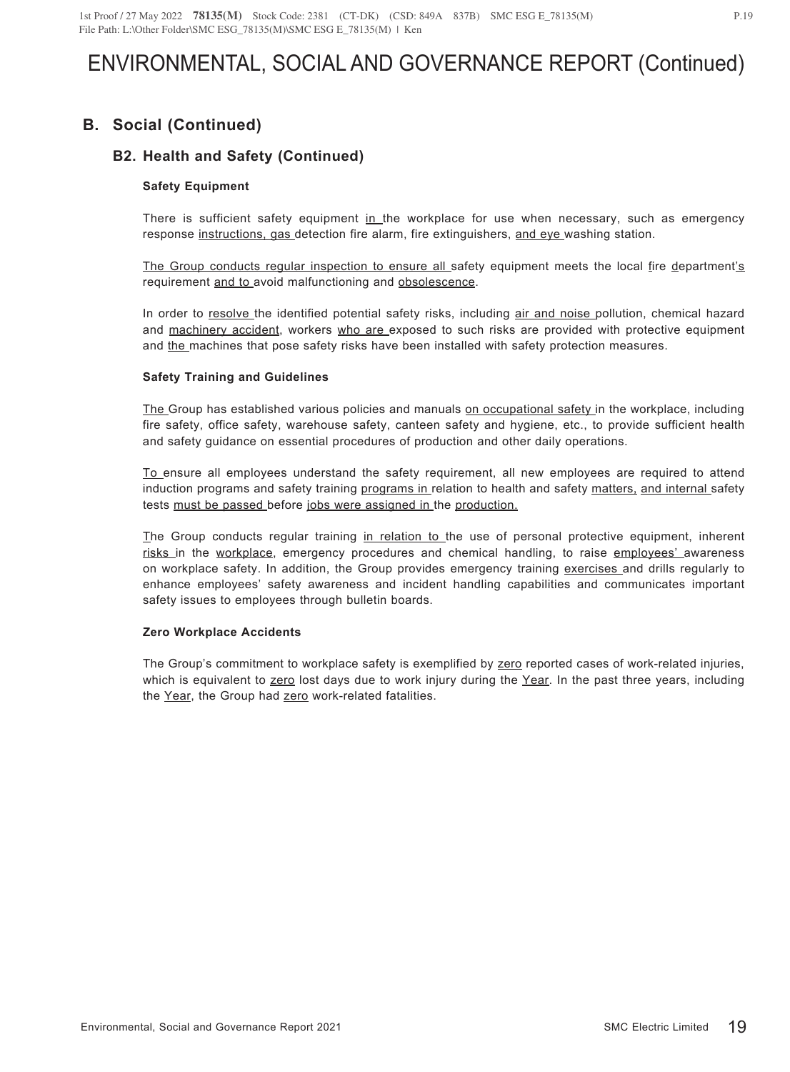# ENVIRONMENTAL, SOCIAL AND GOVERNANCE REPORT (Continued)

## B. Social (Continued)

### B2. Health and Safety (Continued)

**Safety Equipment**

There is sufficient safety equipment in the workplace for use when necessary, such as emergency response instructions, gas detection fire alarm, fire extinguishers, and eye washing station.

The Group conducts regular inspection to ensure all safety equipment meets the local fire department's requirement and to avoid malfunctioning and obsolescence.

In order to resolve the identified potential safety risks, including air and noise pollution, chemical hazard and machinery accident, workers who are exposed to such risks are provided with protective equipment and the machines that pose safety risks have been installed with safety protection measures.

**Safety Training and Guidelines**

The Group has established various policies and manuals on occupational safety in the workplace, including fire safety, office safety, warehouse safety, canteen safety and hygiene, etc., to provide sufficient health and safety guidance on essential procedures of production and other daily operations.

To ensure all employees understand the safety requirement, all new employees are required to attend induction programs and safety training programs in relation to health and safety matters, and internal safety tests must be passed before jobs were assigned in the production.

The Group conducts regular training in relation to the use of personal protective equipment, inherent risks in the workplace, emergency procedures and chemical handling, to raise employees' awareness on workplace safety. In addition, the Group provides emergency training exercises and drills regularly to enhance employees' safety awareness and incident handling capabilities and communicates important safety issues to employees through bulletin boards.

**Zero Workplace Accidents**

The Group's commitment to workplace safety is exemplified by zero reported cases of work-related injuries, which is equivalent to zero lost days due to work injury during the Year. In the past three years, including the Year, the Group had zero work-related fatalities.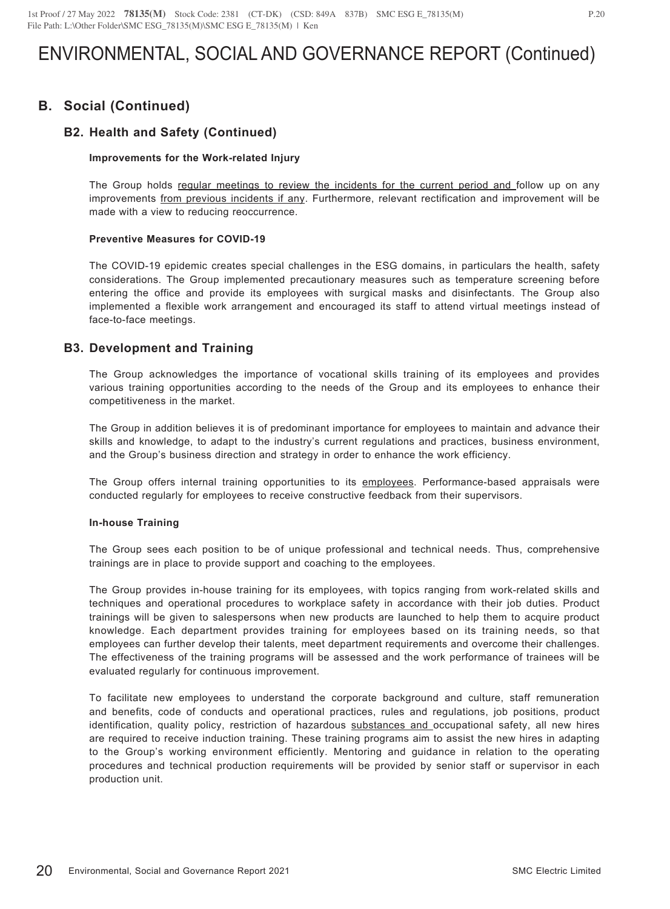# ENVIRONMENTAL, SOCIAL AND GOVERNANCE REPORT (Continued)

## B. Social (Continued)

### B2. Health and Safety (Continued)

**Improvements for the Work-related Injury**

The Group holds regular meetings to review the incidents for the current period and follow up on any improvements from previous incidents if any. Furthermore, relevant rectification and improvement will be made with a view to reducing reoccurrence.

**Preventive Measures for COVID-19**

The COVID-19 epidemic creates special challenges in the ESG domains, in particulars the health, safety considerations. The Group implemented precautionary measures such as temperature screening before entering the office and provide its employees with surgical masks and disinfectants. The Group also implemented a flexible work arrangement and encouraged its staff to attend virtual meetings instead of face-to-face meetings.

### B3. Development and Training

The Group acknowledges the importance of vocational skills training of its employees and provides various training opportunities according to the needs of the Group and its employees to enhance their competitiveness in the market.

The Group in addition believes it is of predominant importance for employees to maintain and advance their skills and knowledge, to adapt to the industry's current regulations and practices, business environment, and the Group's business direction and strategy in order to enhance the work efficiency.

The Group offers internal training opportunities to its employees. Performance-based appraisals were conducted regularly for employees to receive constructive feedback from their supervisors.

**In-house Training**

The Group sees each position to be of unique professional and technical needs. Thus, comprehensive trainings are in place to provide support and coaching to the employees.

The Group provides in-house training for its employees, with topics ranging from work-related skills and techniques and operational procedures to workplace safety in accordance with their job duties. Product trainings will be given to salespersons when new products are launched to help them to acquire product knowledge. Each department provides training for employees based on its training needs, so that employees can further develop their talents, meet department requirements and overcome their challenges. The effectiveness of the training programs will be assessed and the work performance of trainees will be evaluated regularly for continuous improvement.

To facilitate new employees to understand the corporate background and culture, staff remuneration and benefits, code of conducts and operational practices, rules and regulations, job positions, product identification, quality policy, restriction of hazardous substances and occupational safety, all new hires are required to receive induction training. These training programs aim to assist the new hires in adapting to the Group's working environment efficiently. Mentoring and guidance in relation to the operating procedures and technical production requirements will be provided by senior staff or supervisor in each production unit.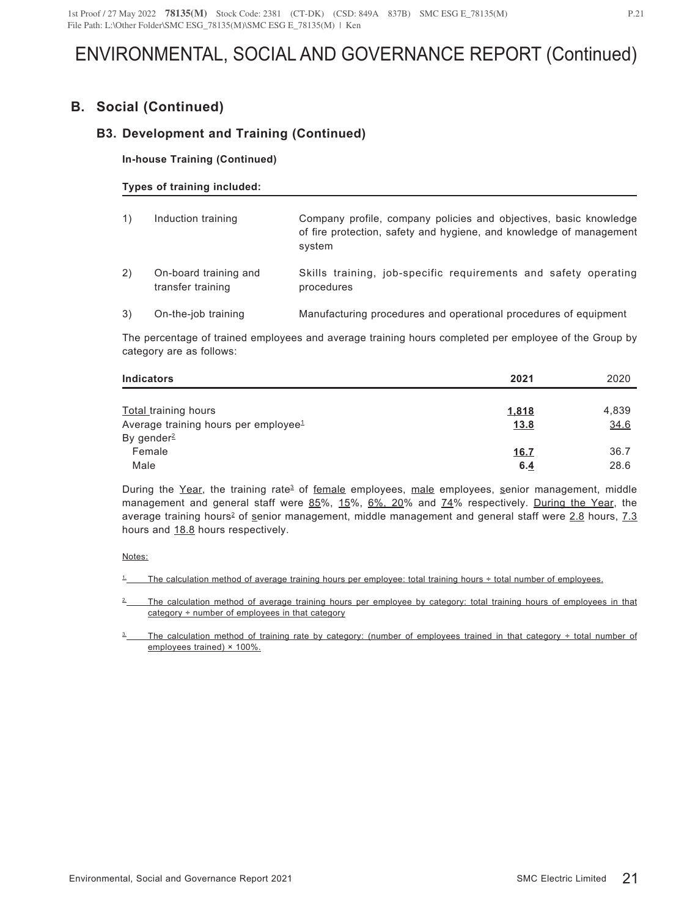# ENVIRONMENTAL, SOCIAL AND GOVERNANCE REPORT (Continued)

## B. Social (Continued)

### B3. Development and Training (Continued)

**In-house Training (Continued)**

**Types of training included:**

| | | |
|---|---|---|
| 1) | Induction training | Company profile, company policies and objectives, basic knowledge of fire protection, safety and hygiene, and knowledge of management system |
| 2) | On-board training and transfer training | Skills training, job-specific requirements and safety operating procedures |
| 3) | On-the-job training | Manufacturing procedures and operational procedures of equipment |

The percentage of trained employees and average training hours completed per employee of the Group by category are as follows:

| **Indicators** | **2021** | 2020 |
|---|---|---|
| Total training hours | **1,818** | 4,839 |
| Average training hours per employee[1] | **13.8** | 34.6 |
| By gender[2] | | |
| Female | **16.7** | 36.7 |
| Male | **6.4** | 28.6 |

During the Year, the training rate[3] of female employees, male employees, senior management, middle management and general staff were 85%, 15%, 6%, 20% and 74% respectively. During the Year, the average training hours[2] of senior management, middle management and general staff were 2.8 hours, 7.3 hours and 18.8 hours respectively.

Notes:

1. The calculation method of average training hours per employee: total training hours ÷ total number of employees.

2. The calculation method of average training hours per employee by category: total training hours of employees in that category ÷ number of employees in that category

3. The calculation method of training rate by category: (number of employees trained in that category ÷ total number of employees trained) × 100%.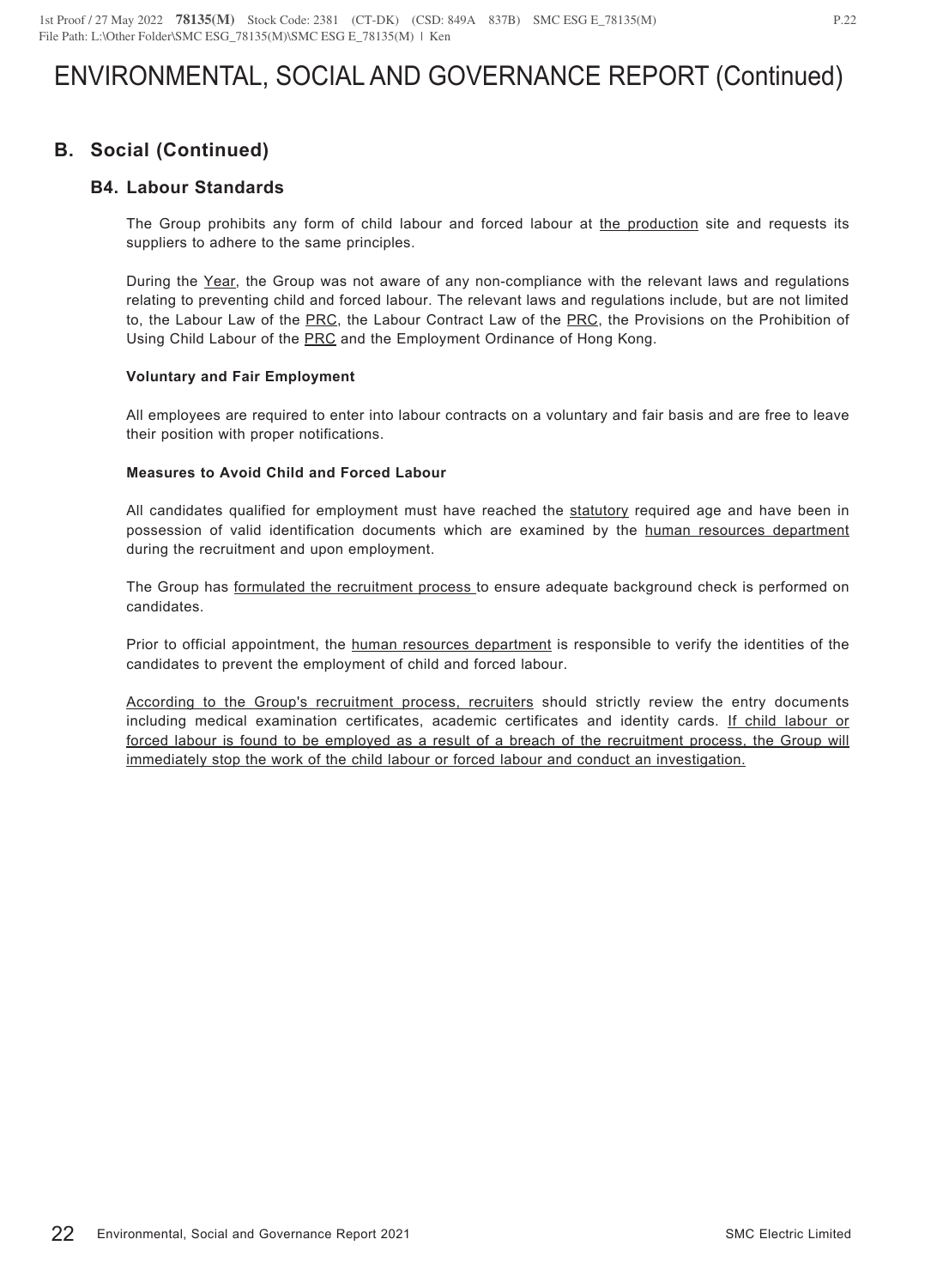# ENVIRONMENTAL, SOCIAL AND GOVERNANCE REPORT (Continued)

## B. Social (Continued)

### B4. Labour Standards

The Group prohibits any form of child labour and forced labour at the production site and requests its suppliers to adhere to the same principles.

During the Year, the Group was not aware of any non-compliance with the relevant laws and regulations relating to preventing child and forced labour. The relevant laws and regulations include, but are not limited to, the Labour Law of the PRC, the Labour Contract Law of the PRC, the Provisions on the Prohibition of Using Child Labour of the PRC and the Employment Ordinance of Hong Kong.

**Voluntary and Fair Employment**

All employees are required to enter into labour contracts on a voluntary and fair basis and are free to leave their position with proper notifications.

**Measures to Avoid Child and Forced Labour**

All candidates qualified for employment must have reached the statutory required age and have been in possession of valid identification documents which are examined by the human resources department during the recruitment and upon employment.

The Group has formulated the recruitment process to ensure adequate background check is performed on candidates.

Prior to official appointment, the human resources department is responsible to verify the identities of the candidates to prevent the employment of child and forced labour.

According to the Group's recruitment process, recruiters should strictly review the entry documents including medical examination certificates, academic certificates and identity cards. If child labour or forced labour is found to be employed as a result of a breach of the recruitment process, the Group will immediately stop the work of the child labour or forced labour and conduct an investigation.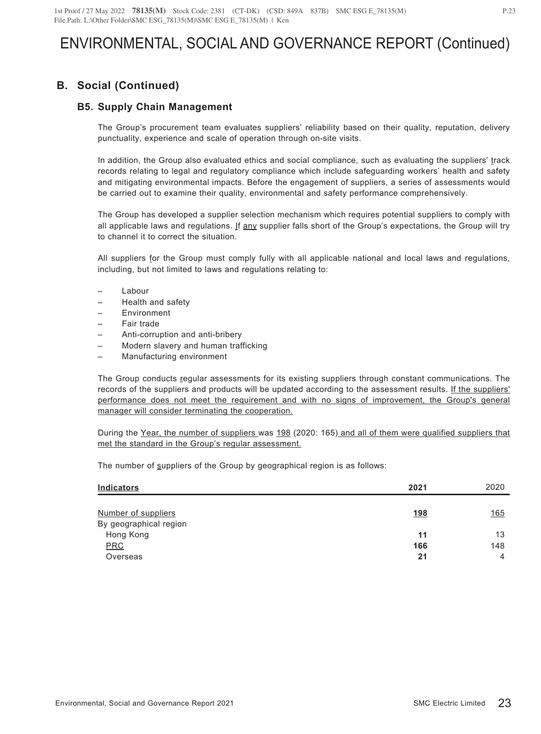# ENVIRONMENTAL, SOCIAL AND GOVERNANCE REPORT (Continued)

## B. Social (Continued)

### B5. Supply Chain Management

The Group's procurement team evaluates suppliers' reliability based on their quality, reputation, delivery punctuality, experience and scale of operation through on-site visits.

In addition, the Group also evaluated ethics and social compliance, such as evaluating the suppliers' track records relating to legal and regulatory compliance which include safeguarding workers' health and safety and mitigating environmental impacts. Before the engagement of suppliers, a series of assessments would be carried out to examine their quality, environmental and safety performance comprehensively.

The Group has developed a supplier selection mechanism which requires potential suppliers to comply with all applicable laws and regulations. If any supplier falls short of the Group's expectations, the Group will try to channel it to correct the situation.

All suppliers for the Group must comply fully with all applicable national and local laws and regulations, including, but not limited to laws and regulations relating to:

- Labour
- Health and safety
- Environment
- Fair trade
- Anti-corruption and anti-bribery
- Modern slavery and human trafficking
- Manufacturing environment

The Group conducts regular assessments for its existing suppliers through constant communications. The records of the suppliers and products will be updated according to the assessment results. If the suppliers' performance does not meet the requirement and with no signs of improvement, the Group's general manager will consider terminating the cooperation.

During the Year, the number of suppliers was 198 (2020: 165) and all of them were qualified suppliers that met the standard in the Group's regular assessment.

The number of suppliers of the Group by geographical region is as follows:

| Indicators | 2021 | 2020 |
|---|---|---|
| Number of suppliers | **198** | 165 |
| By geographical region | | |
| Hong Kong | **11** | 13 |
| PRC | **166** | 148 |
| Overseas | **21** | 4 |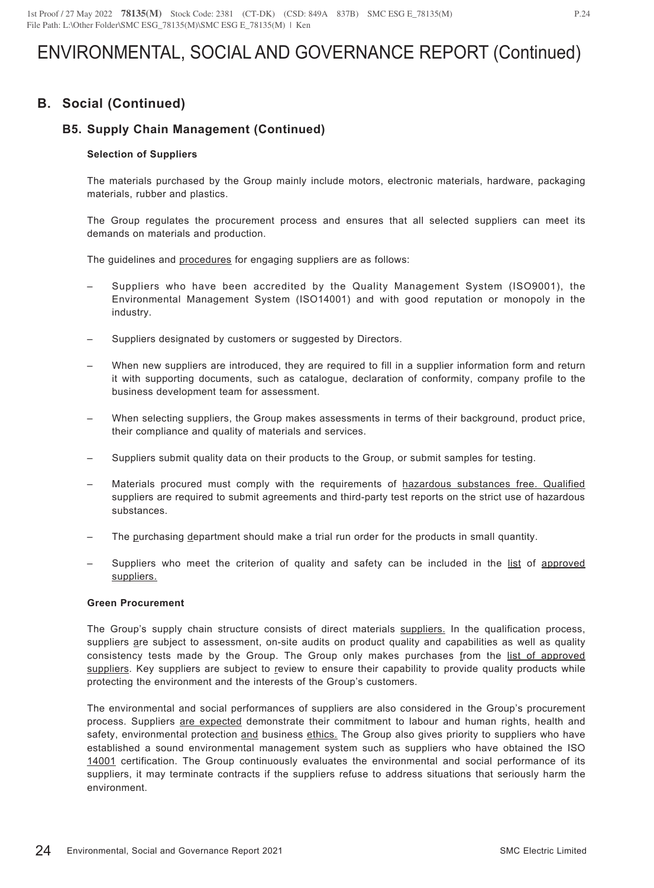# ENVIRONMENTAL, SOCIAL AND GOVERNANCE REPORT (Continued)

## B. Social (Continued)

### B5. Supply Chain Management (Continued)

**Selection of Suppliers**

The materials purchased by the Group mainly include motors, electronic materials, hardware, packaging materials, rubber and plastics.

The Group regulates the procurement process and ensures that all selected suppliers can meet its demands on materials and production.

The guidelines and procedures for engaging suppliers are as follows:

- Suppliers who have been accredited by the Quality Management System (ISO9001), the Environmental Management System (ISO14001) and with good reputation or monopoly in the industry.
- Suppliers designated by customers or suggested by Directors.
- When new suppliers are introduced, they are required to fill in a supplier information form and return it with supporting documents, such as catalogue, declaration of conformity, company profile to the business development team for assessment.
- When selecting suppliers, the Group makes assessments in terms of their background, product price, their compliance and quality of materials and services.
- Suppliers submit quality data on their products to the Group, or submit samples for testing.
- Materials procured must comply with the requirements of hazardous substances free. Qualified suppliers are required to submit agreements and third-party test reports on the strict use of hazardous substances.
- The purchasing department should make a trial run order for the products in small quantity.
- Suppliers who meet the criterion of quality and safety can be included in the list of approved suppliers.

**Green Procurement**

The Group's supply chain structure consists of direct materials suppliers. In the qualification process, suppliers are subject to assessment, on-site audits on product quality and capabilities as well as quality consistency tests made by the Group. The Group only makes purchases from the list of approved suppliers. Key suppliers are subject to review to ensure their capability to provide quality products while protecting the environment and the interests of the Group's customers.

The environmental and social performances of suppliers are also considered in the Group's procurement process. Suppliers are expected demonstrate their commitment to labour and human rights, health and safety, environmental protection and business ethics. The Group also gives priority to suppliers who have established a sound environmental management system such as suppliers who have obtained the ISO 14001 certification. The Group continuously evaluates the environmental and social performance of its suppliers, it may terminate contracts if the suppliers refuse to address situations that seriously harm the environment.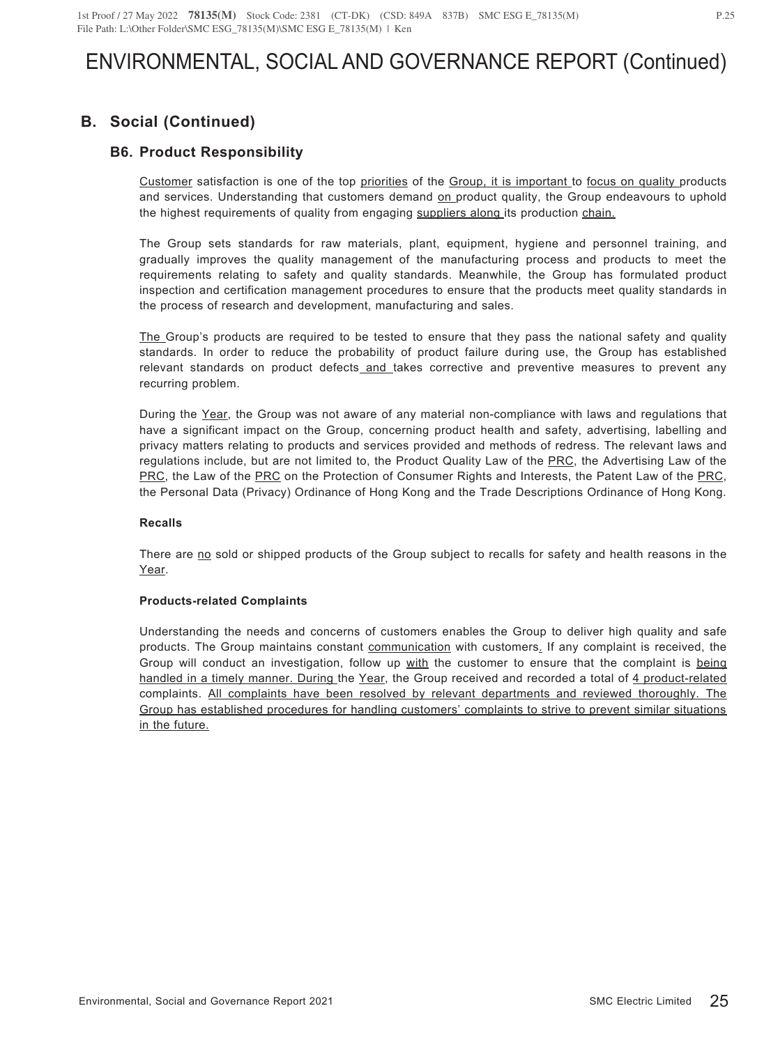# ENVIRONMENTAL, SOCIAL AND GOVERNANCE REPORT (Continued)

## B. Social (Continued)

### B6. Product Responsibility

Customer satisfaction is one of the top priorities of the Group, it is important to focus on quality products and services. Understanding that customers demand on product quality, the Group endeavours to uphold the highest requirements of quality from engaging suppliers along its production chain.

The Group sets standards for raw materials, plant, equipment, hygiene and personnel training, and gradually improves the quality management of the manufacturing process and products to meet the requirements relating to safety and quality standards. Meanwhile, the Group has formulated product inspection and certification management procedures to ensure that the products meet quality standards in the process of research and development, manufacturing and sales.

The Group's products are required to be tested to ensure that they pass the national safety and quality standards. In order to reduce the probability of product failure during use, the Group has established relevant standards on product defects and takes corrective and preventive measures to prevent any recurring problem.

During the Year, the Group was not aware of any material non-compliance with laws and regulations that have a significant impact on the Group, concerning product health and safety, advertising, labelling and privacy matters relating to products and services provided and methods of redress. The relevant laws and regulations include, but are not limited to, the Product Quality Law of the PRC, the Advertising Law of the PRC, the Law of the PRC on the Protection of Consumer Rights and Interests, the Patent Law of the PRC, the Personal Data (Privacy) Ordinance of Hong Kong and the Trade Descriptions Ordinance of Hong Kong.

**Recalls**

There are no sold or shipped products of the Group subject to recalls for safety and health reasons in the Year.

**Products-related Complaints**

Understanding the needs and concerns of customers enables the Group to deliver high quality and safe products. The Group maintains constant communication with customers. If any complaint is received, the Group will conduct an investigation, follow up with the customer to ensure that the complaint is being handled in a timely manner. During the Year, the Group received and recorded a total of 4 product-related complaints. All complaints have been resolved by relevant departments and reviewed thoroughly. The Group has established procedures for handling customers' complaints to strive to prevent similar situations in the future.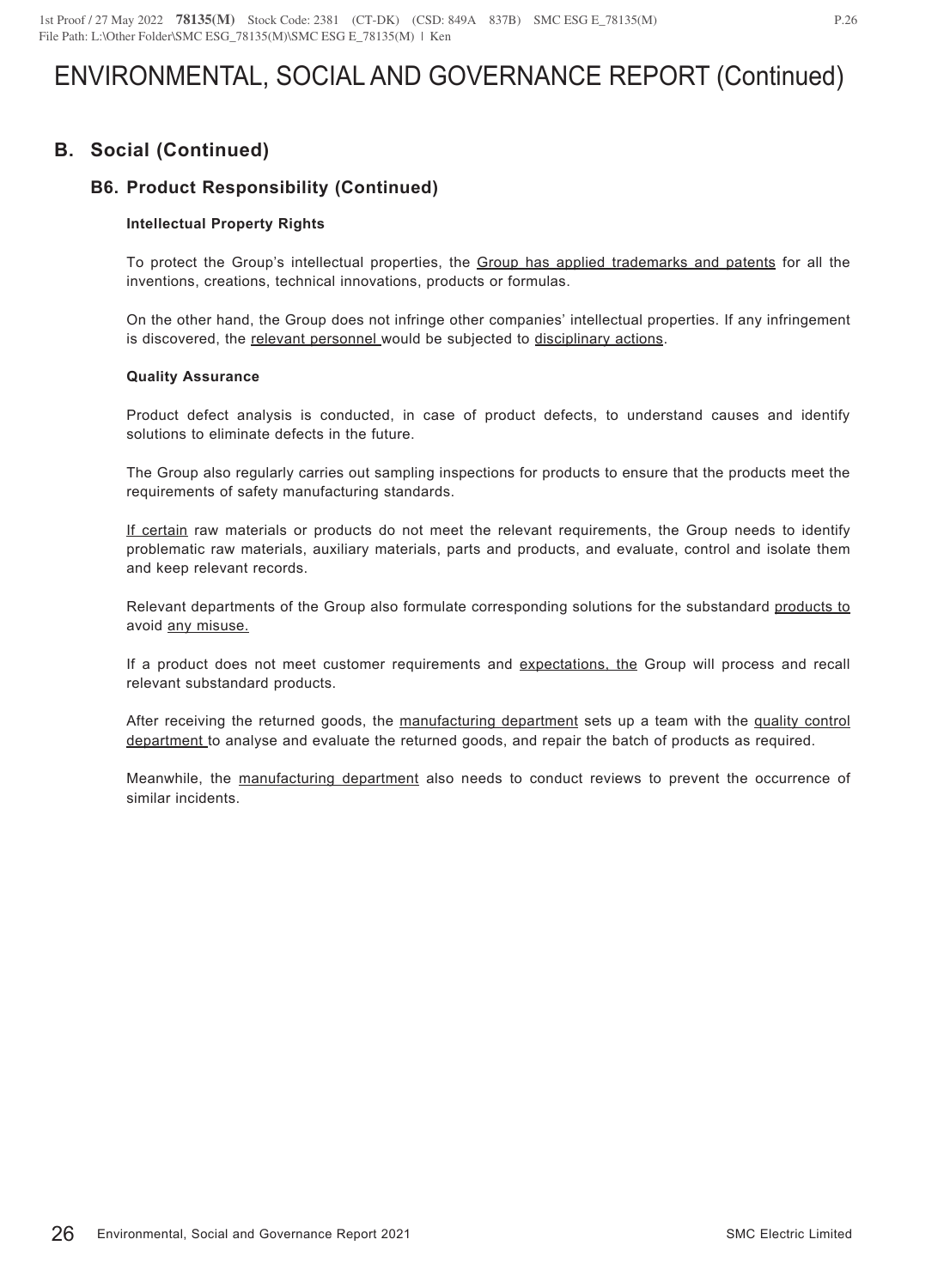# ENVIRONMENTAL, SOCIAL AND GOVERNANCE REPORT (Continued)

## B. Social (Continued)

### B6. Product Responsibility (Continued)

**Intellectual Property Rights**

To protect the Group's intellectual properties, the Group has applied trademarks and patents for all the inventions, creations, technical innovations, products or formulas.

On the other hand, the Group does not infringe other companies' intellectual properties. If any infringement is discovered, the relevant personnel would be subjected to disciplinary actions.

**Quality Assurance**

Product defect analysis is conducted, in case of product defects, to understand causes and identify solutions to eliminate defects in the future.

The Group also regularly carries out sampling inspections for products to ensure that the products meet the requirements of safety manufacturing standards.

If certain raw materials or products do not meet the relevant requirements, the Group needs to identify problematic raw materials, auxiliary materials, parts and products, and evaluate, control and isolate them and keep relevant records.

Relevant departments of the Group also formulate corresponding solutions for the substandard products to avoid any misuse.

If a product does not meet customer requirements and expectations, the Group will process and recall relevant substandard products.

After receiving the returned goods, the manufacturing department sets up a team with the quality control department to analyse and evaluate the returned goods, and repair the batch of products as required.

Meanwhile, the manufacturing department also needs to conduct reviews to prevent the occurrence of similar incidents.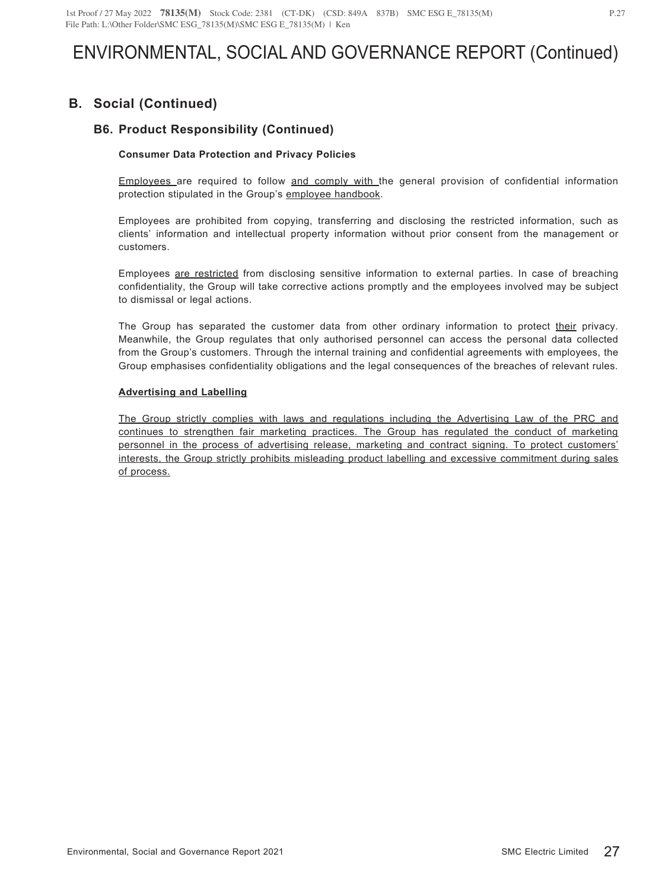# ENVIRONMENTAL, SOCIAL AND GOVERNANCE REPORT (Continued)

## B. Social (Continued)

### B6. Product Responsibility (Continued)

**Consumer Data Protection and Privacy Policies**

Employees are required to follow and comply with the general provision of confidential information protection stipulated in the Group's employee handbook.

Employees are prohibited from copying, transferring and disclosing the restricted information, such as clients' information and intellectual property information without prior consent from the management or customers.

Employees are restricted from disclosing sensitive information to external parties. In case of breaching confidentiality, the Group will take corrective actions promptly and the employees involved may be subject to dismissal or legal actions.

The Group has separated the customer data from other ordinary information to protect their privacy. Meanwhile, the Group regulates that only authorised personnel can access the personal data collected from the Group's customers. Through the internal training and confidential agreements with employees, the Group emphasises confidentiality obligations and the legal consequences of the breaches of relevant rules.

**Advertising and Labelling**

The Group strictly complies with laws and regulations including the Advertising Law of the PRC and continues to strengthen fair marketing practices. The Group has regulated the conduct of marketing personnel in the process of advertising release, marketing and contract signing. To protect customers' interests, the Group strictly prohibits misleading product labelling and excessive commitment during sales of process.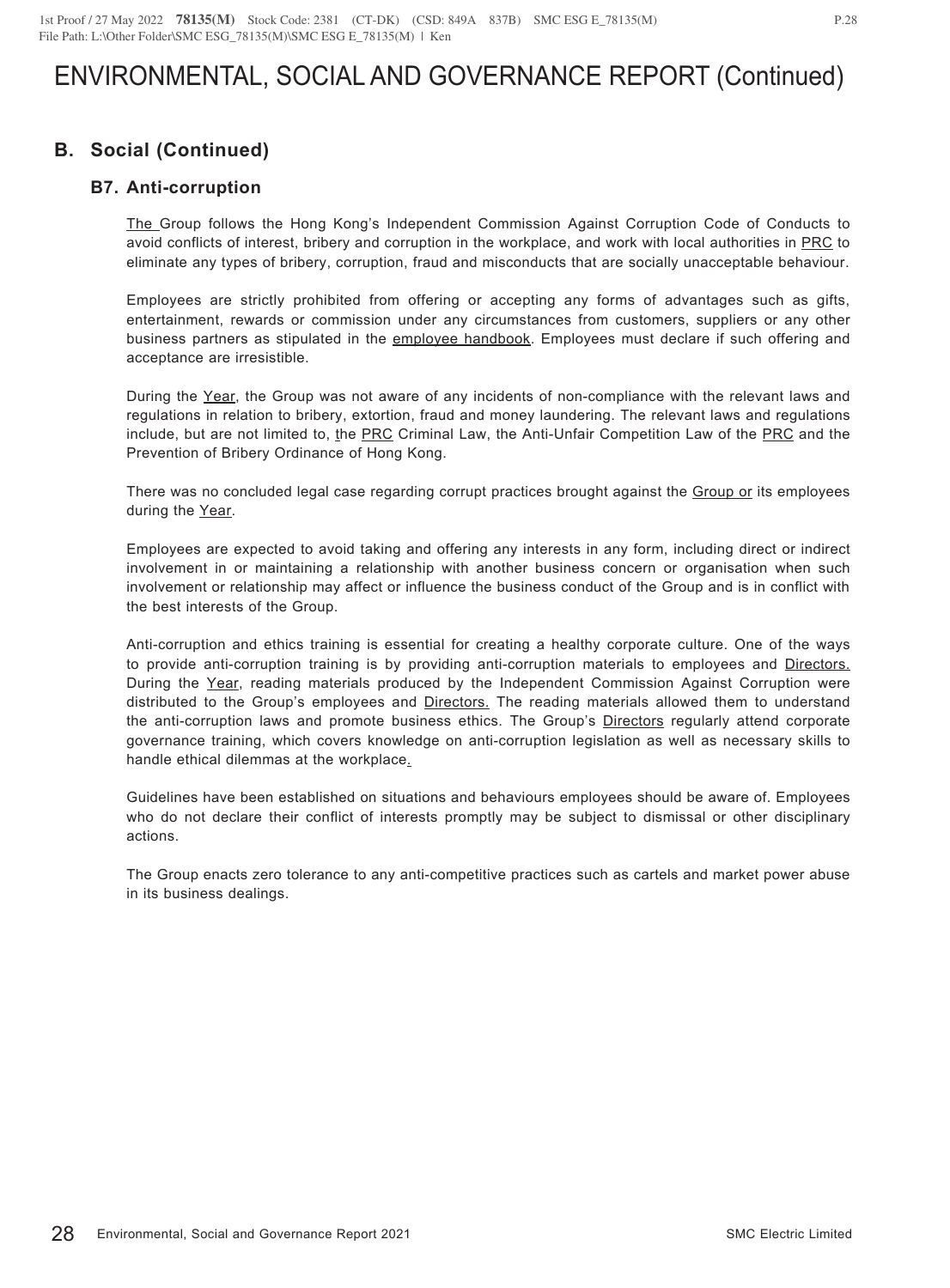# ENVIRONMENTAL, SOCIAL AND GOVERNANCE REPORT (Continued)

## B. Social (Continued)

### B7. Anti-corruption

The Group follows the Hong Kong's Independent Commission Against Corruption Code of Conducts to avoid conflicts of interest, bribery and corruption in the workplace, and work with local authorities in PRC to eliminate any types of bribery, corruption, fraud and misconducts that are socially unacceptable behaviour.

Employees are strictly prohibited from offering or accepting any forms of advantages such as gifts, entertainment, rewards or commission under any circumstances from customers, suppliers or any other business partners as stipulated in the employee handbook. Employees must declare if such offering and acceptance are irresistible.

During the Year, the Group was not aware of any incidents of non-compliance with the relevant laws and regulations in relation to bribery, extortion, fraud and money laundering. The relevant laws and regulations include, but are not limited to, the PRC Criminal Law, the Anti-Unfair Competition Law of the PRC and the Prevention of Bribery Ordinance of Hong Kong.

There was no concluded legal case regarding corrupt practices brought against the Group or its employees during the Year.

Employees are expected to avoid taking and offering any interests in any form, including direct or indirect involvement in or maintaining a relationship with another business concern or organisation when such involvement or relationship may affect or influence the business conduct of the Group and is in conflict with the best interests of the Group.

Anti-corruption and ethics training is essential for creating a healthy corporate culture. One of the ways to provide anti-corruption training is by providing anti-corruption materials to employees and Directors. During the Year, reading materials produced by the Independent Commission Against Corruption were distributed to the Group's employees and Directors. The reading materials allowed them to understand the anti-corruption laws and promote business ethics. The Group's Directors regularly attend corporate governance training, which covers knowledge on anti-corruption legislation as well as necessary skills to handle ethical dilemmas at the workplace.

Guidelines have been established on situations and behaviours employees should be aware of. Employees who do not declare their conflict of interests promptly may be subject to dismissal or other disciplinary actions.

The Group enacts zero tolerance to any anti-competitive practices such as cartels and market power abuse in its business dealings.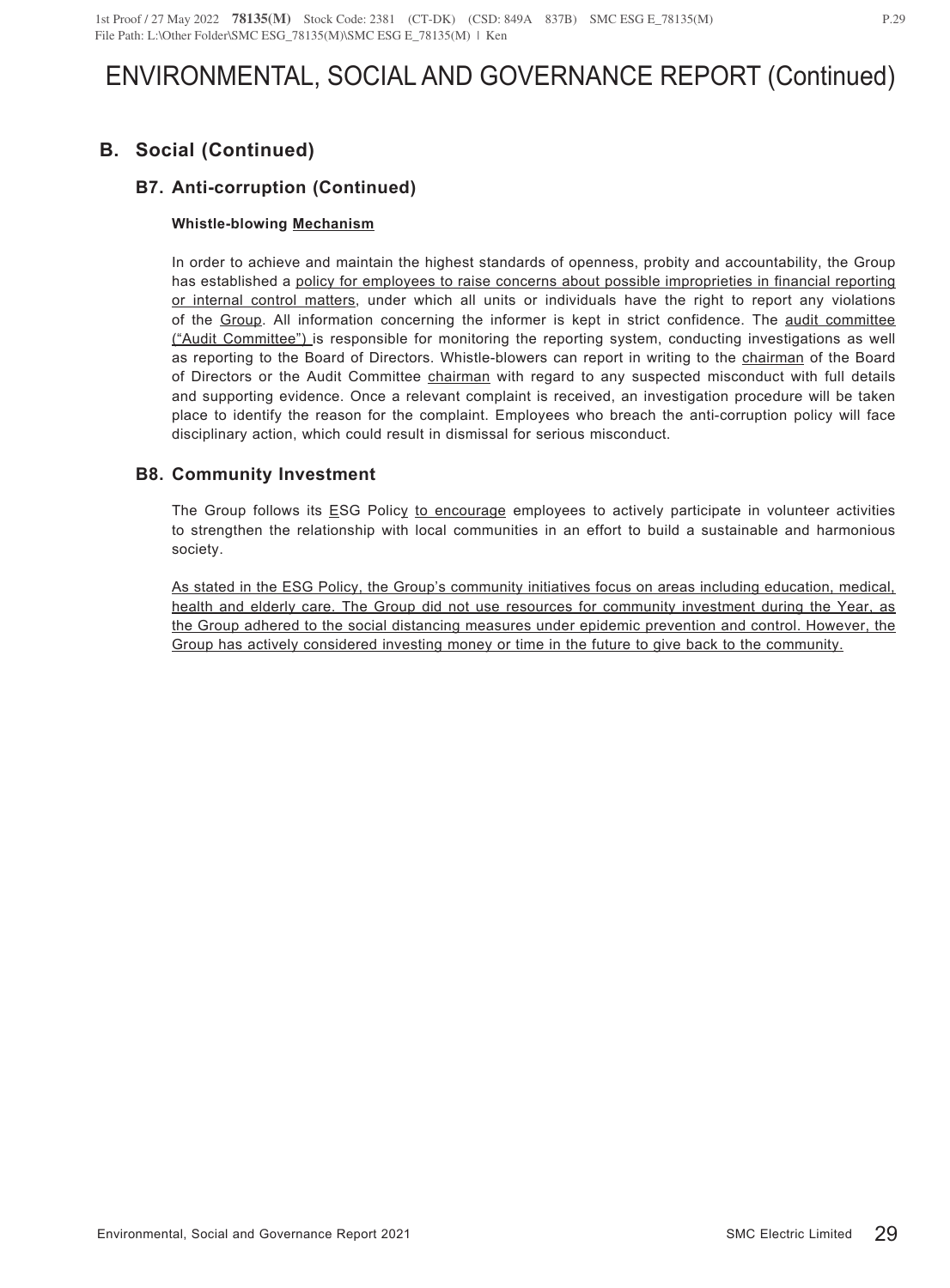# ENVIRONMENTAL, SOCIAL AND GOVERNANCE REPORT (Continued)

## B. Social (Continued)

### B7. Anti-corruption (Continued)

**Whistle-blowing Mechanism**

In order to achieve and maintain the highest standards of openness, probity and accountability, the Group has established a policy for employees to raise concerns about possible improprieties in financial reporting or internal control matters, under which all units or individuals have the right to report any violations of the Group. All information concerning the informer is kept in strict confidence. The audit committee ("Audit Committee") is responsible for monitoring the reporting system, conducting investigations as well as reporting to the Board of Directors. Whistle-blowers can report in writing to the chairman of the Board of Directors or the Audit Committee chairman with regard to any suspected misconduct with full details and supporting evidence. Once a relevant complaint is received, an investigation procedure will be taken place to identify the reason for the complaint. Employees who breach the anti-corruption policy will face disciplinary action, which could result in dismissal for serious misconduct.

### B8. Community Investment

The Group follows its ESG Policy to encourage employees to actively participate in volunteer activities to strengthen the relationship with local communities in an effort to build a sustainable and harmonious society.

As stated in the ESG Policy, the Group's community initiatives focus on areas including education, medical, health and elderly care. The Group did not use resources for community investment during the Year, as the Group adhered to the social distancing measures under epidemic prevention and control. However, the Group has actively considered investing money or time in the future to give back to the community.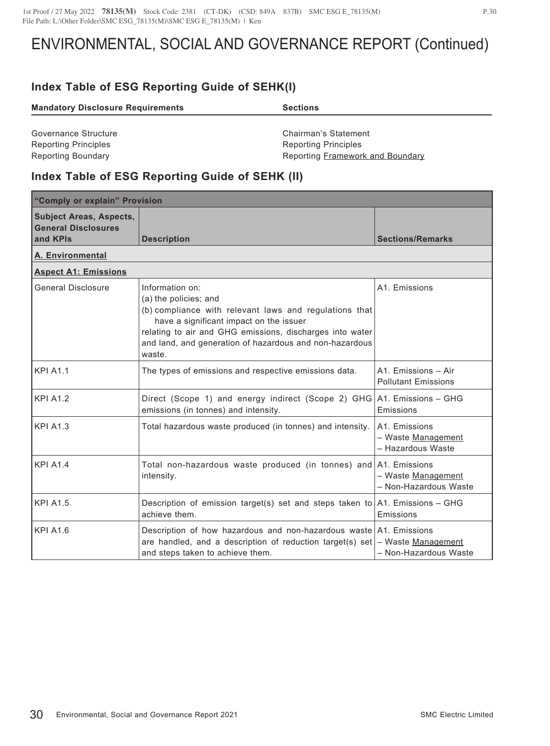# ENVIRONMENTAL, SOCIAL AND GOVERNANCE REPORT (Continued)

## Index Table of ESG Reporting Guide of SEHK(I)

| Mandatory Disclosure Requirements | Sections |
|---|---|
| Governance Structure | Chairman's Statement |
| Reporting Principles | Reporting Principles |
| Reporting Boundary | Reporting Framework and Boundary |

## Index Table of ESG Reporting Guide of SEHK (II)

| "Comply or explain" Provision | | |
|---|---|---|
| **Subject Areas, Aspects, General Disclosures and KPIs** | **Description** | **Sections/Remarks** |
| **A. Environmental** | | |
| **Aspect A1: Emissions** | | |
| General Disclosure | Information on:<br>(a) the policies; and<br>(b) compliance with relevant laws and regulations that have a significant impact on the issuer<br>relating to air and GHG emissions, discharges into water and land, and generation of hazardous and non-hazardous waste. | A1. Emissions |
| KPI A1.1 | The types of emissions and respective emissions data. | A1. Emissions – Air Pollutant Emissions |
| KPI A1.2 | Direct (Scope 1) and energy indirect (Scope 2) GHG emissions (in tonnes) and intensity. | A1. Emissions – GHG Emissions |
| KPI A1.3 | Total hazardous waste produced (in tonnes) and intensity. | A1. Emissions<br>– Waste Management<br>– Hazardous Waste |
| KPI A1.4 | Total non-hazardous waste produced (in tonnes) and intensity. | A1. Emissions<br>– Waste Management<br>– Non-Hazardous Waste |
| KPI A1.5 | Description of emission target(s) set and steps taken to achieve them. | A1. Emissions – GHG Emissions |
| KPI A1.6 | Description of how hazardous and non-hazardous waste are handled, and a description of reduction target(s) set and steps taken to achieve them. | A1. Emissions<br>– Waste Management<br>– Non-Hazardous Waste |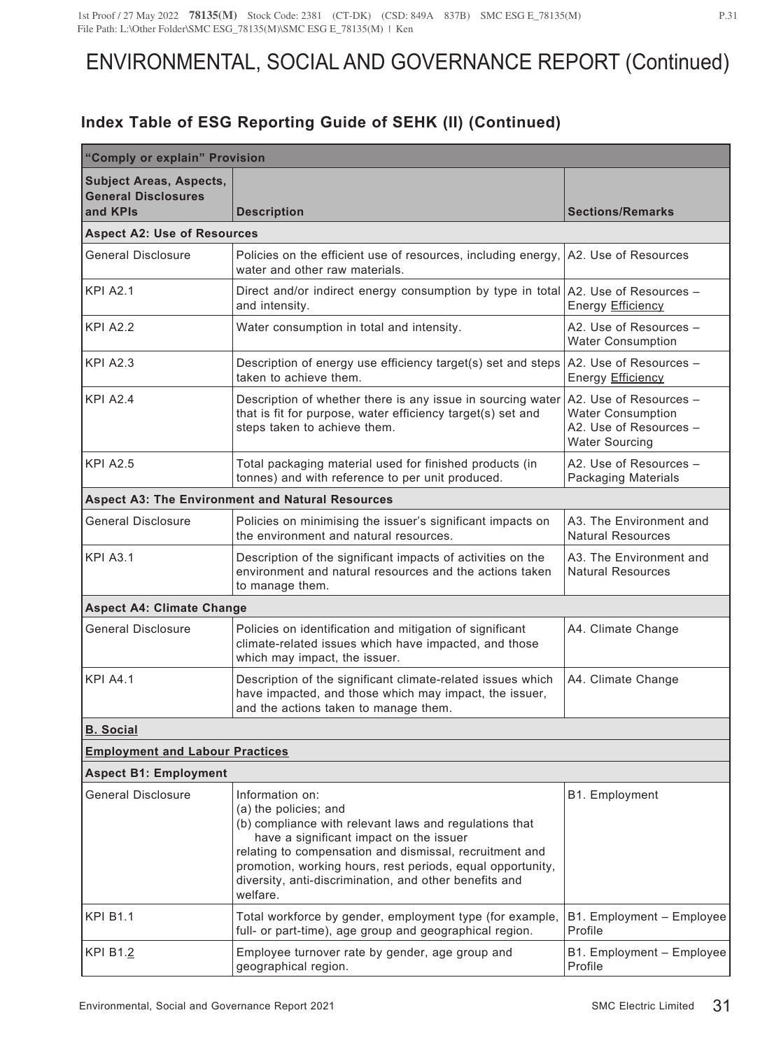# ENVIRONMENTAL, SOCIAL AND GOVERNANCE REPORT (Continued)

## Index Table of ESG Reporting Guide of SEHK (II) (Continued)

| "Comply or explain" Provision | | |
|---|---|---|
| **Subject Areas, Aspects, General Disclosures and KPIs** | **Description** | **Sections/Remarks** |
| **Aspect A2: Use of Resources** | | |
| General Disclosure | Policies on the efficient use of resources, including energy, water and other raw materials. | A2. Use of Resources |
| KPI A2.1 | Direct and/or indirect energy consumption by type in total and intensity. | A2. Use of Resources – Energy Efficiency |
| KPI A2.2 | Water consumption in total and intensity. | A2. Use of Resources – Water Consumption |
| KPI A2.3 | Description of energy use efficiency target(s) set and steps taken to achieve them. | A2. Use of Resources – Energy Efficiency |
| KPI A2.4 | Description of whether there is any issue in sourcing water that is fit for purpose, water efficiency target(s) set and steps taken to achieve them. | A2. Use of Resources – Water Consumption<br>A2. Use of Resources – Water Sourcing |
| KPI A2.5 | Total packaging material used for finished products (in tonnes) and with reference to per unit produced. | A2. Use of Resources – Packaging Materials |
| **Aspect A3: The Environment and Natural Resources** | | |
| General Disclosure | Policies on minimising the issuer's significant impacts on the environment and natural resources. | A3. The Environment and Natural Resources |
| KPI A3.1 | Description of the significant impacts of activities on the environment and natural resources and the actions taken to manage them. | A3. The Environment and Natural Resources |
| **Aspect A4: Climate Change** | | |
| General Disclosure | Policies on identification and mitigation of significant climate-related issues which have impacted, and those which may impact, the issuer. | A4. Climate Change |
| KPI A4.1 | Description of the significant climate-related issues which have impacted, and those which may impact, the issuer, and the actions taken to manage them. | A4. Climate Change |
| **B. Social** | | |
| **Employment and Labour Practices** | | |
| **Aspect B1: Employment** | | |
| General Disclosure | Information on:<br>(a) the policies; and<br>(b) compliance with relevant laws and regulations that have a significant impact on the issuer<br>relating to compensation and dismissal, recruitment and promotion, working hours, rest periods, equal opportunity, diversity, anti-discrimination, and other benefits and welfare. | B1. Employment |
| KPI B1.1 | Total workforce by gender, employment type (for example, full- or part-time), age group and geographical region. | B1. Employment – Employee Profile |
| KPI B1.2 | Employee turnover rate by gender, age group and geographical region. | B1. Employment – Employee Profile |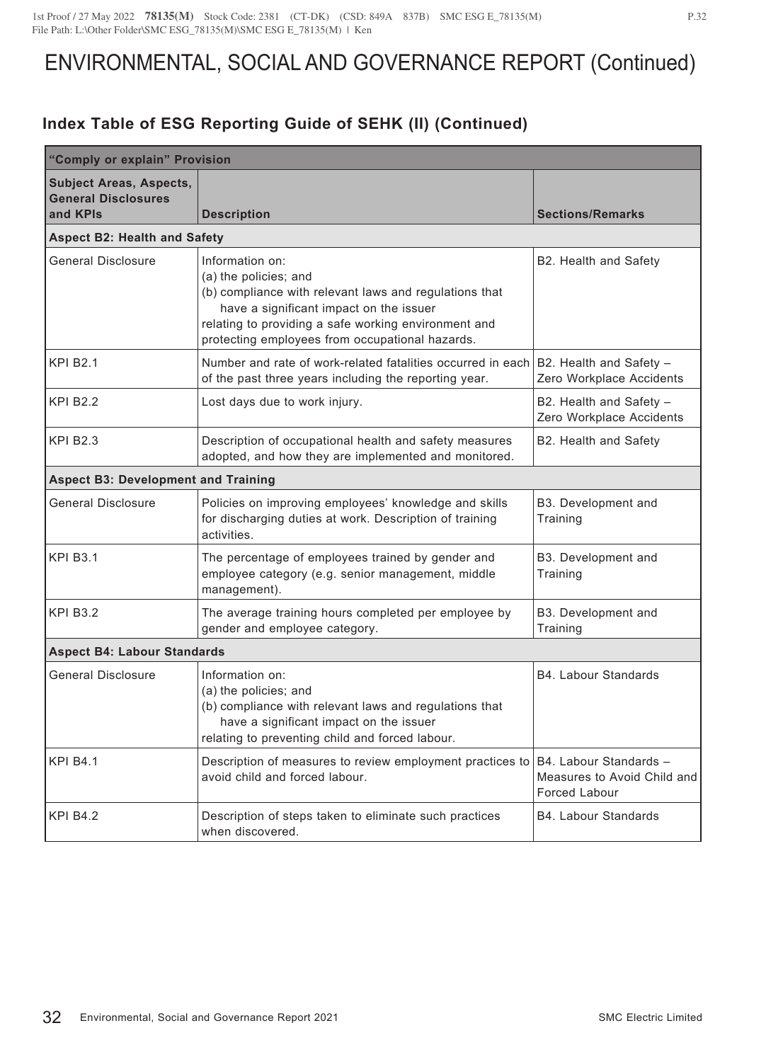# ENVIRONMENTAL, SOCIAL AND GOVERNANCE REPORT (Continued)

## Index Table of ESG Reporting Guide of SEHK (II) (Continued)

| "Comply or explain" Provision | | |
|---|---|---|
| **Subject Areas, Aspects, General Disclosures and KPIs** | **Description** | **Sections/Remarks** |
| **Aspect B2: Health and Safety** | | |
| General Disclosure | Information on:<br>(a) the policies; and<br>(b) compliance with relevant laws and regulations that have a significant impact on the issuer<br>relating to providing a safe working environment and protecting employees from occupational hazards. | B2. Health and Safety |
| KPI B2.1 | Number and rate of work-related fatalities occurred in each of the past three years including the reporting year. | B2. Health and Safety – Zero Workplace Accidents |
| KPI B2.2 | Lost days due to work injury. | B2. Health and Safety – Zero Workplace Accidents |
| KPI B2.3 | Description of occupational health and safety measures adopted, and how they are implemented and monitored. | B2. Health and Safety |
| **Aspect B3: Development and Training** | | |
| General Disclosure | Policies on improving employees' knowledge and skills for discharging duties at work. Description of training activities. | B3. Development and Training |
| KPI B3.1 | The percentage of employees trained by gender and employee category (e.g. senior management, middle management). | B3. Development and Training |
| KPI B3.2 | The average training hours completed per employee by gender and employee category. | B3. Development and Training |
| **Aspect B4: Labour Standards** | | |
| General Disclosure | Information on:<br>(a) the policies; and<br>(b) compliance with relevant laws and regulations that have a significant impact on the issuer<br>relating to preventing child and forced labour. | B4. Labour Standards |
| KPI B4.1 | Description of measures to review employment practices to avoid child and forced labour. | B4. Labour Standards – Measures to Avoid Child and Forced Labour |
| KPI B4.2 | Description of steps taken to eliminate such practices when discovered. | B4. Labour Standards |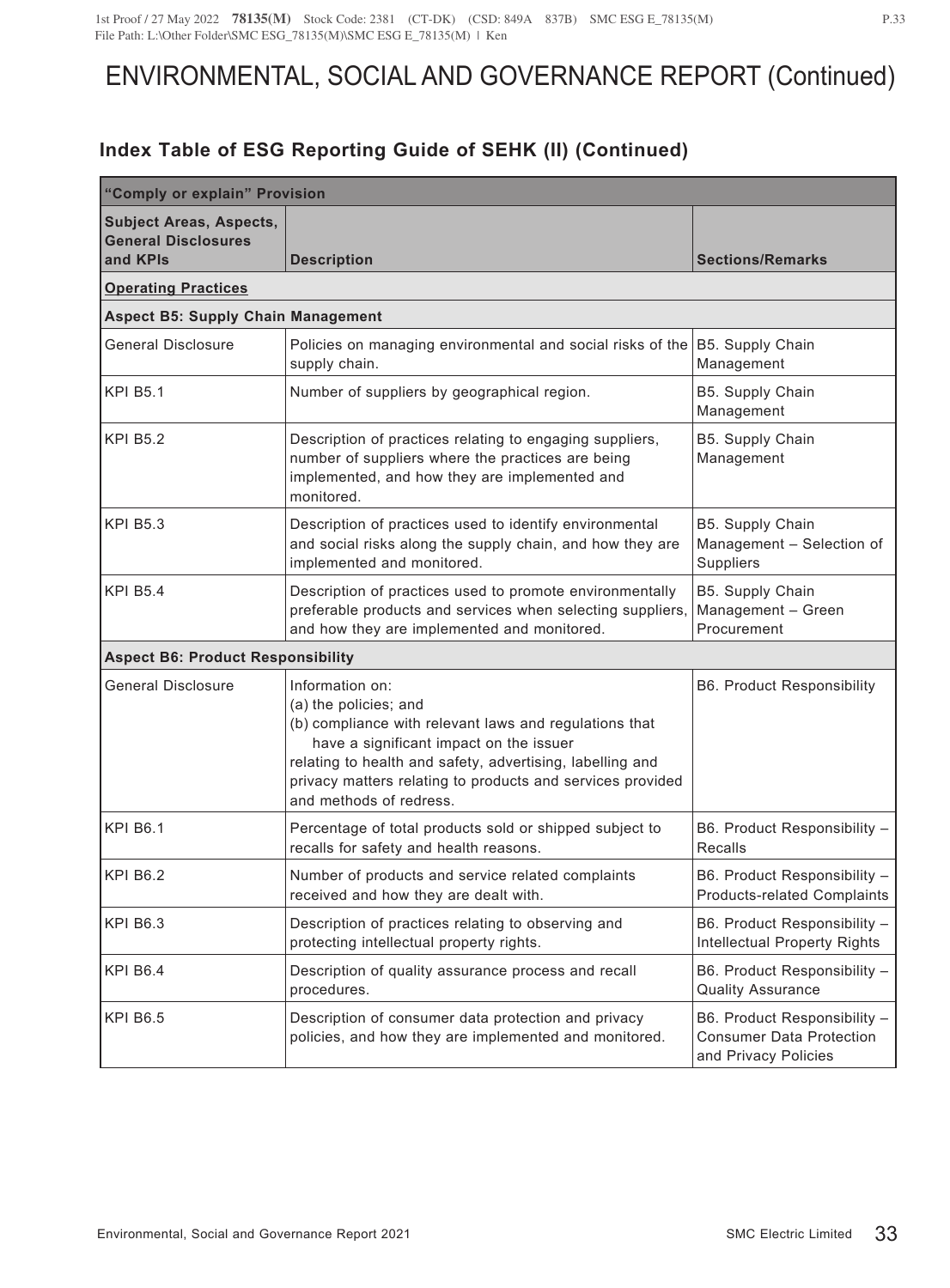# ENVIRONMENTAL, SOCIAL AND GOVERNANCE REPORT (Continued)

## Index Table of ESG Reporting Guide of SEHK (II) (Continued)

| "Comply or explain" Provision | | |
|---|---|---|
| **Subject Areas, Aspects, General Disclosures and KPIs** | **Description** | **Sections/Remarks** |
| **Operating Practices** | | |
| **Aspect B5: Supply Chain Management** | | |
| General Disclosure | Policies on managing environmental and social risks of the supply chain. | B5. Supply Chain Management |
| KPI B5.1 | Number of suppliers by geographical region. | B5. Supply Chain Management |
| KPI B5.2 | Description of practices relating to engaging suppliers, number of suppliers where the practices are being implemented, and how they are implemented and monitored. | B5. Supply Chain Management |
| KPI B5.3 | Description of practices used to identify environmental and social risks along the supply chain, and how they are implemented and monitored. | B5. Supply Chain Management – Selection of Suppliers |
| KPI B5.4 | Description of practices used to promote environmentally preferable products and services when selecting suppliers, and how they are implemented and monitored. | B5. Supply Chain Management – Green Procurement |
| **Aspect B6: Product Responsibility** | | |
| General Disclosure | Information on:<br>(a) the policies; and<br>(b) compliance with relevant laws and regulations that have a significant impact on the issuer<br>relating to health and safety, advertising, labelling and privacy matters relating to products and services provided and methods of redress. | B6. Product Responsibility |
| KPI B6.1 | Percentage of total products sold or shipped subject to recalls for safety and health reasons. | B6. Product Responsibility – Recalls |
| KPI B6.2 | Number of products and service related complaints received and how they are dealt with. | B6. Product Responsibility – Products-related Complaints |
| KPI B6.3 | Description of practices relating to observing and protecting intellectual property rights. | B6. Product Responsibility – Intellectual Property Rights |
| KPI B6.4 | Description of quality assurance process and recall procedures. | B6. Product Responsibility – Quality Assurance |
| KPI B6.5 | Description of consumer data protection and privacy policies, and how they are implemented and monitored. | B6. Product Responsibility – Consumer Data Protection and Privacy Policies |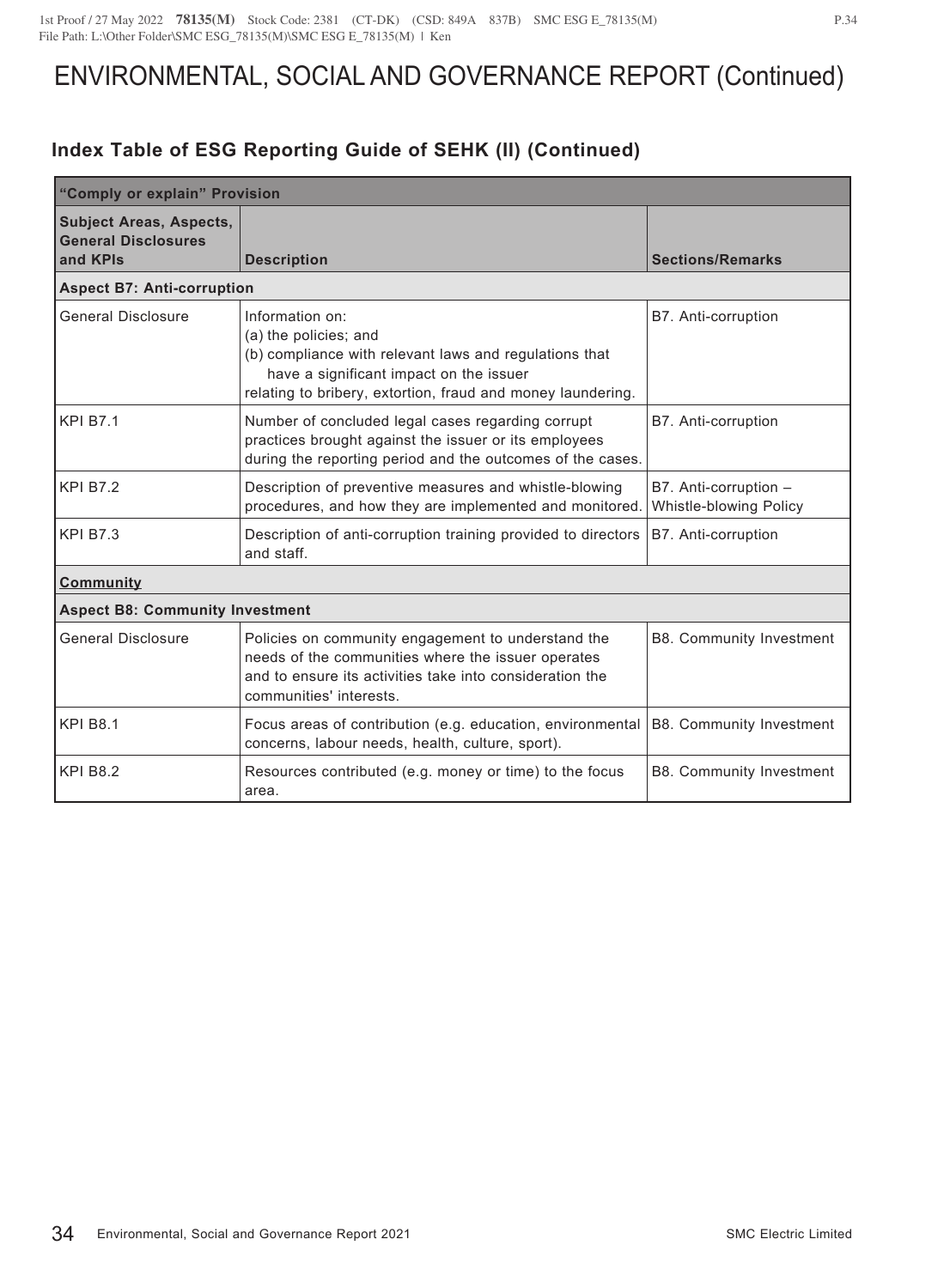# ENVIRONMENTAL, SOCIAL AND GOVERNANCE REPORT (Continued)

## Index Table of ESG Reporting Guide of SEHK (II) (Continued)

| "Comply or explain" Provision | | |
|---|---|---|
| **Subject Areas, Aspects, General Disclosures and KPIs** | **Description** | **Sections/Remarks** |
| **Aspect B7: Anti-corruption** | | |
| General Disclosure | Information on:<br>(a) the policies; and<br>(b) compliance with relevant laws and regulations that have a significant impact on the issuer<br>relating to bribery, extortion, fraud and money laundering. | B7. Anti-corruption |
| KPI B7.1 | Number of concluded legal cases regarding corrupt practices brought against the issuer or its employees during the reporting period and the outcomes of the cases. | B7. Anti-corruption |
| KPI B7.2 | Description of preventive measures and whistle-blowing procedures, and how they are implemented and monitored. | B7. Anti-corruption – Whistle-blowing Policy |
| KPI B7.3 | Description of anti-corruption training provided to directors and staff. | B7. Anti-corruption |
| **Community** | | |
| **Aspect B8: Community Investment** | | |
| General Disclosure | Policies on community engagement to understand the needs of the communities where the issuer operates and to ensure its activities take into consideration the communities' interests. | B8. Community Investment |
| KPI B8.1 | Focus areas of contribution (e.g. education, environmental concerns, labour needs, health, culture, sport). | B8. Community Investment |
| KPI B8.2 | Resources contributed (e.g. money or time) to the focus area. | B8. Community Investment |